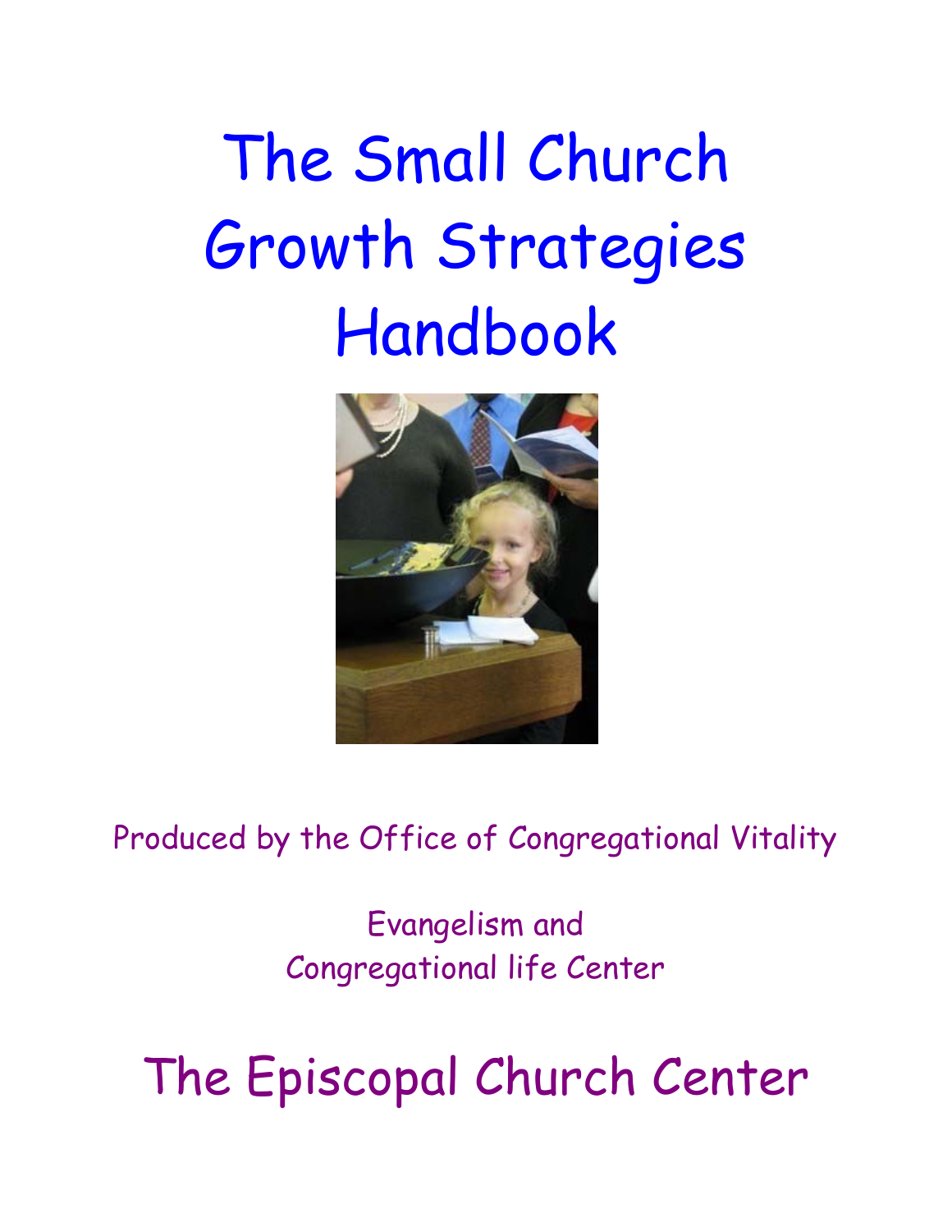# The Small Church Growth Strategies Handbook

Produced by the Office of Congregational Vitality

Evangelism and
Congregational life Center

## The Episcopal Church Center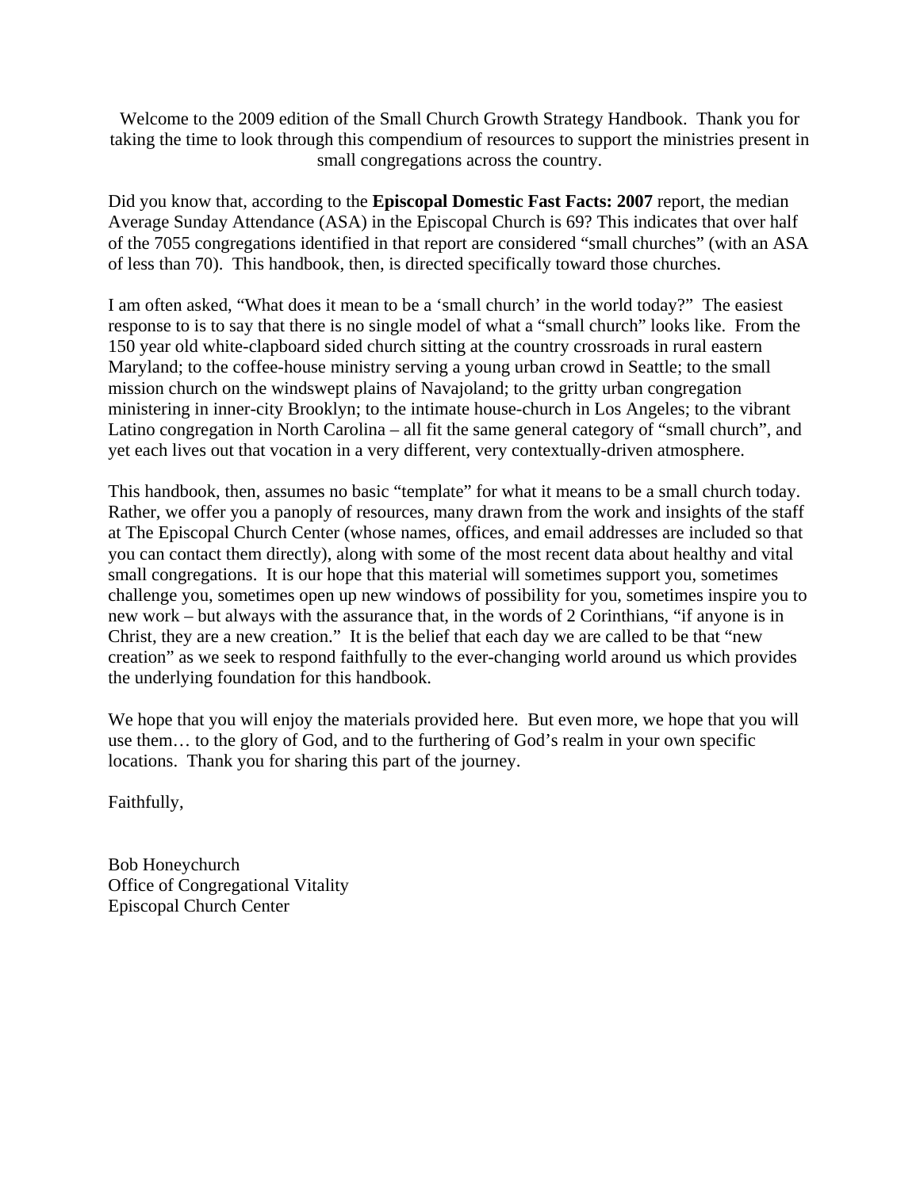Welcome to the 2009 edition of the Small Church Growth Strategy Handbook. Thank you for taking the time to look through this compendium of resources to support the ministries present in small congregations across the country.

Did you know that, according to the **Episcopal Domestic Fast Facts: 2007** report, the median Average Sunday Attendance (ASA) in the Episcopal Church is 69? This indicates that over half of the 7055 congregations identified in that report are considered "small churches" (with an ASA of less than 70). This handbook, then, is directed specifically toward those churches.

I am often asked, "What does it mean to be a 'small church' in the world today?" The easiest response to is to say that there is no single model of what a "small church" looks like. From the 150 year old white-clapboard sided church sitting at the country crossroads in rural eastern Maryland; to the coffee-house ministry serving a young urban crowd in Seattle; to the small mission church on the windswept plains of Navajoland; to the gritty urban congregation ministering in inner-city Brooklyn; to the intimate house-church in Los Angeles; to the vibrant Latino congregation in North Carolina – all fit the same general category of "small church", and yet each lives out that vocation in a very different, very contextually-driven atmosphere.

This handbook, then, assumes no basic "template" for what it means to be a small church today. Rather, we offer you a panoply of resources, many drawn from the work and insights of the staff at The Episcopal Church Center (whose names, offices, and email addresses are included so that you can contact them directly), along with some of the most recent data about healthy and vital small congregations. It is our hope that this material will sometimes support you, sometimes challenge you, sometimes open up new windows of possibility for you, sometimes inspire you to new work – but always with the assurance that, in the words of 2 Corinthians, "if anyone is in Christ, they are a new creation." It is the belief that each day we are called to be that "new creation" as we seek to respond faithfully to the ever-changing world around us which provides the underlying foundation for this handbook.

We hope that you will enjoy the materials provided here. But even more, we hope that you will use them… to the glory of God, and to the furthering of God's realm in your own specific locations. Thank you for sharing this part of the journey.

Faithfully,

Bob Honeychurch
Office of Congregational Vitality
Episcopal Church Center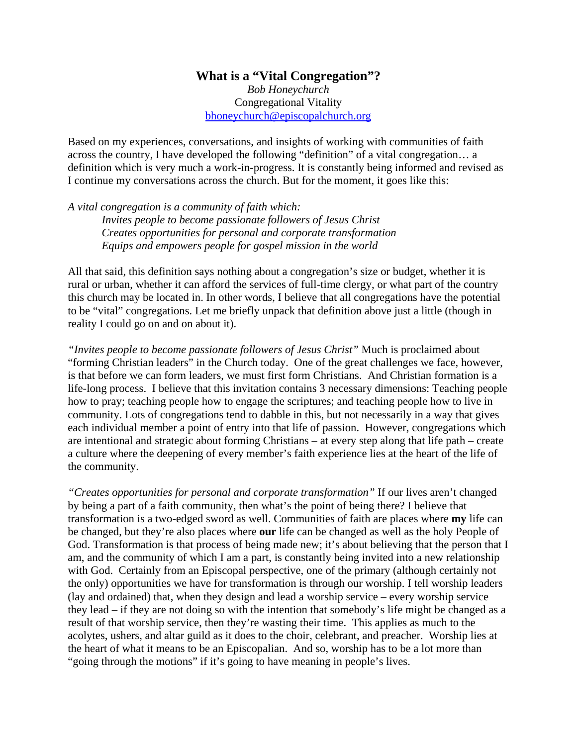## What is a "Vital Congregation"?

*Bob Honeychurch*
Congregational Vitality
[bhoneychurch@episcopalchurch.org](mailto:bhoneychurch@episcopalchurch.org)

Based on my experiences, conversations, and insights of working with communities of faith across the country, I have developed the following "definition" of a vital congregation… a definition which is very much a work-in-progress. It is constantly being informed and revised as I continue my conversations across the church. But for the moment, it goes like this:

*A vital congregation is a community of faith which:*
> *Invites people to become passionate followers of Jesus Christ*
> *Creates opportunities for personal and corporate transformation*
> *Equips and empowers people for gospel mission in the world*

All that said, this definition says nothing about a congregation's size or budget, whether it is rural or urban, whether it can afford the services of full-time clergy, or what part of the country this church may be located in. In other words, I believe that all congregations have the potential to be "vital" congregations. Let me briefly unpack that definition above just a little (though in reality I could go on and on about it).

*"Invites people to become passionate followers of Jesus Christ"* Much is proclaimed about "forming Christian leaders" in the Church today. One of the great challenges we face, however, is that before we can form leaders, we must first form Christians. And Christian formation is a life-long process. I believe that this invitation contains 3 necessary dimensions: Teaching people how to pray; teaching people how to engage the scriptures; and teaching people how to live in community. Lots of congregations tend to dabble in this, but not necessarily in a way that gives each individual member a point of entry into that life of passion. However, congregations which are intentional and strategic about forming Christians – at every step along that life path – create a culture where the deepening of every member's faith experience lies at the heart of the life of the community.

*"Creates opportunities for personal and corporate transformation"* If our lives aren't changed by being a part of a faith community, then what's the point of being there? I believe that transformation is a two-edged sword as well. Communities of faith are places where **my** life can be changed, but they're also places where **our** life can be changed as well as the holy People of God. Transformation is that process of being made new; it's about believing that the person that I am, and the community of which I am a part, is constantly being invited into a new relationship with God. Certainly from an Episcopal perspective, one of the primary (although certainly not the only) opportunities we have for transformation is through our worship. I tell worship leaders (lay and ordained) that, when they design and lead a worship service – every worship service they lead – if they are not doing so with the intention that somebody's life might be changed as a result of that worship service, then they're wasting their time. This applies as much to the acolytes, ushers, and altar guild as it does to the choir, celebrant, and preacher. Worship lies at the heart of what it means to be an Episcopalian. And so, worship has to be a lot more than "going through the motions" if it's going to have meaning in people's lives.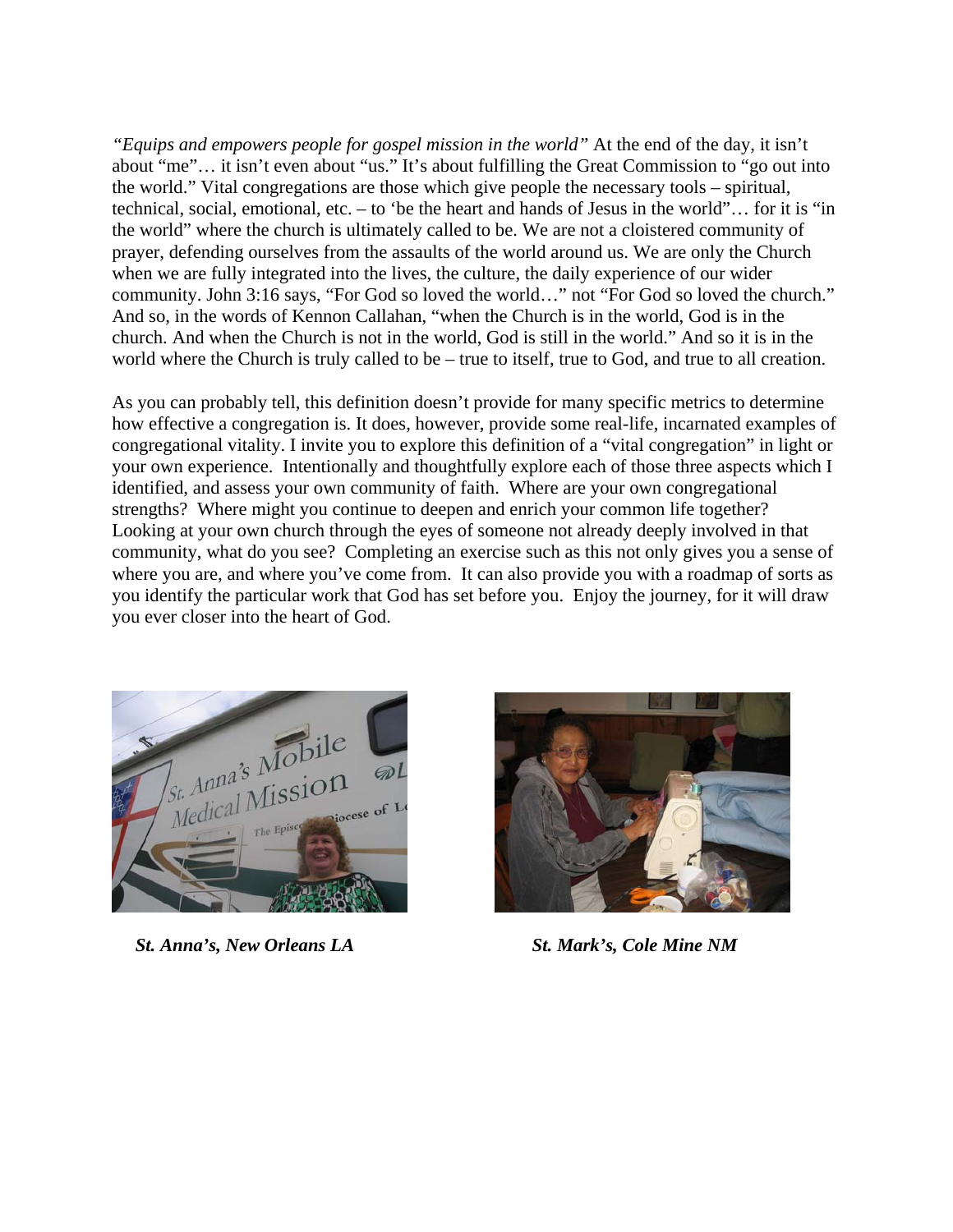*"Equips and empowers people for gospel mission in the world"* At the end of the day, it isn't about "me"… it isn't even about "us." It's about fulfilling the Great Commission to "go out into the world." Vital congregations are those which give people the necessary tools – spiritual, technical, social, emotional, etc. – to 'be the heart and hands of Jesus in the world"… for it is "in the world" where the church is ultimately called to be. We are not a cloistered community of prayer, defending ourselves from the assaults of the world around us. We are only the Church when we are fully integrated into the lives, the culture, the daily experience of our wider community. John 3:16 says, "For God so loved the world…" not "For God so loved the church." And so, in the words of Kennon Callahan, "when the Church is in the world, God is in the church. And when the Church is not in the world, God is still in the world." And so it is in the world where the Church is truly called to be – true to itself, true to God, and true to all creation.

As you can probably tell, this definition doesn't provide for many specific metrics to determine how effective a congregation is. It does, however, provide some real-life, incarnated examples of congregational vitality. I invite you to explore this definition of a "vital congregation" in light or your own experience. Intentionally and thoughtfully explore each of those three aspects which I identified, and assess your own community of faith. Where are your own congregational strengths? Where might you continue to deepen and enrich your common life together? Looking at your own church through the eyes of someone not already deeply involved in that community, what do you see? Completing an exercise such as this not only gives you a sense of where you are, and where you've come from. It can also provide you with a roadmap of sorts as you identify the particular work that God has set before you. Enjoy the journey, for it will draw you ever closer into the heart of God.

***St. Anna's, New Orleans LA***

***St. Mark's, Cole Mine NM***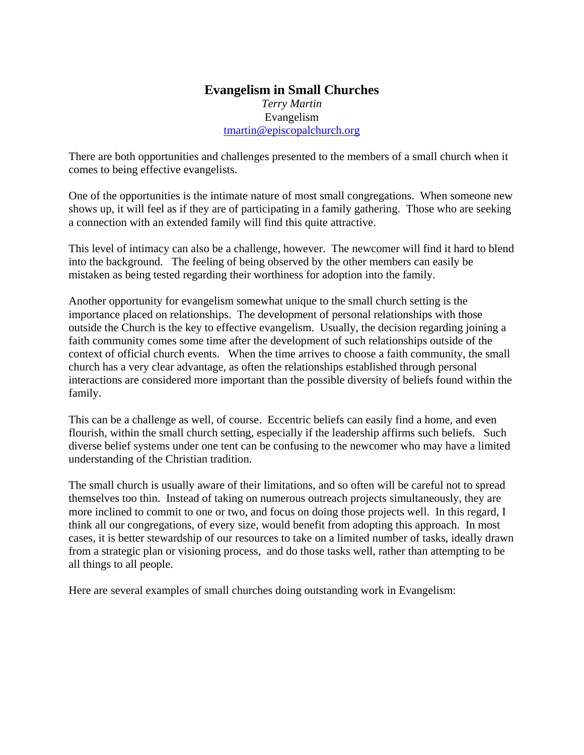## Evangelism in Small Churches

*Terry Martin*
Evangelism
tmartin@episcopalchurch.org

There are both opportunities and challenges presented to the members of a small church when it comes to being effective evangelists.

One of the opportunities is the intimate nature of most small congregations. When someone new shows up, it will feel as if they are of participating in a family gathering. Those who are seeking a connection with an extended family will find this quite attractive.

This level of intimacy can also be a challenge, however. The newcomer will find it hard to blend into the background. The feeling of being observed by the other members can easily be mistaken as being tested regarding their worthiness for adoption into the family.

Another opportunity for evangelism somewhat unique to the small church setting is the importance placed on relationships. The development of personal relationships with those outside the Church is the key to effective evangelism. Usually, the decision regarding joining a faith community comes some time after the development of such relationships outside of the context of official church events. When the time arrives to choose a faith community, the small church has a very clear advantage, as often the relationships established through personal interactions are considered more important than the possible diversity of beliefs found within the family.

This can be a challenge as well, of course. Eccentric beliefs can easily find a home, and even flourish, within the small church setting, especially if the leadership affirms such beliefs. Such diverse belief systems under one tent can be confusing to the newcomer who may have a limited understanding of the Christian tradition.

The small church is usually aware of their limitations, and so often will be careful not to spread themselves too thin. Instead of taking on numerous outreach projects simultaneously, they are more inclined to commit to one or two, and focus on doing those projects well. In this regard, I think all our congregations, of every size, would benefit from adopting this approach. In most cases, it is better stewardship of our resources to take on a limited number of tasks, ideally drawn from a strategic plan or visioning process, and do those tasks well, rather than attempting to be all things to all people.

Here are several examples of small churches doing outstanding work in Evangelism: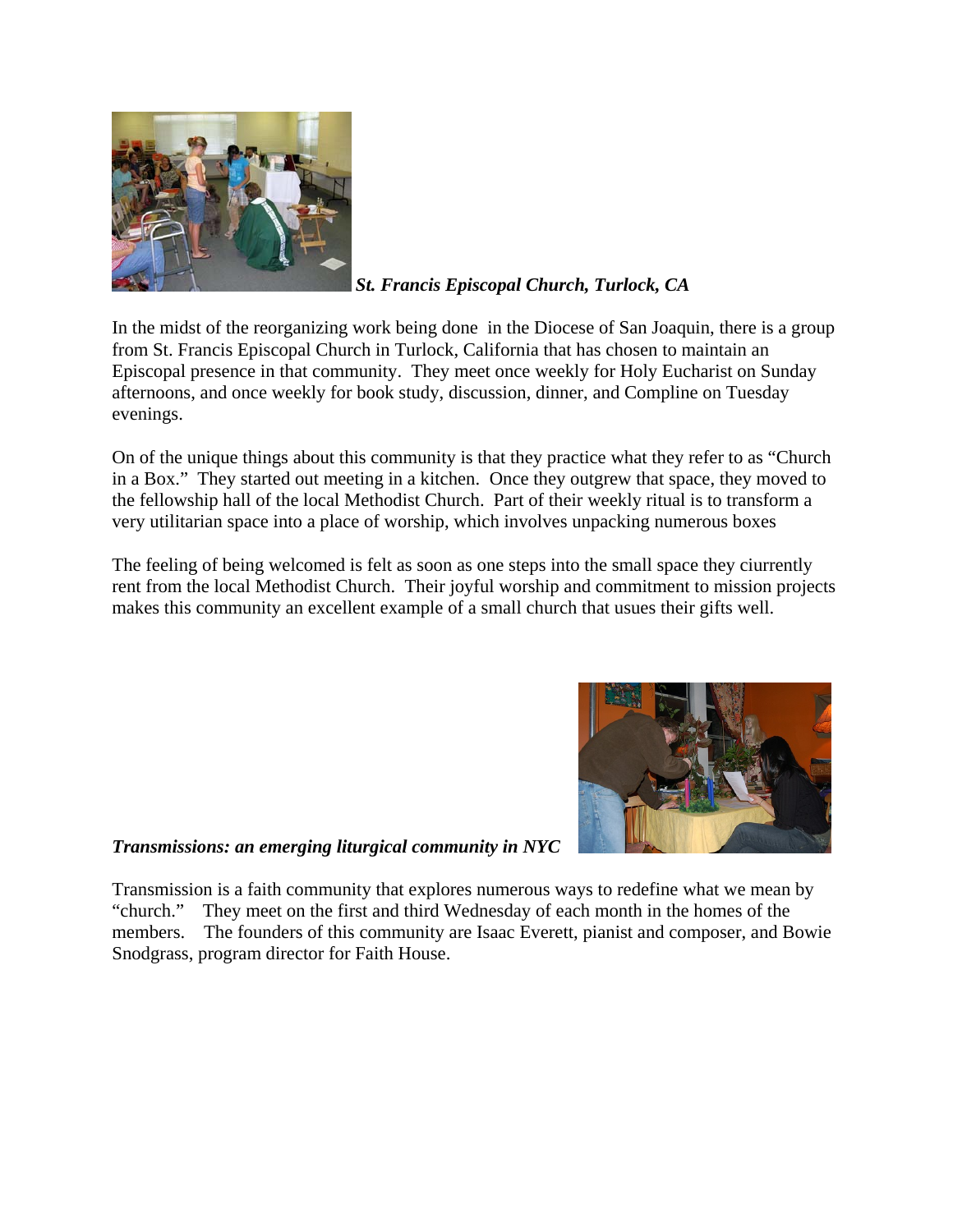***St. Francis Episcopal Church, Turlock, CA***

In the midst of the reorganizing work being done in the Diocese of San Joaquin, there is a group from St. Francis Episcopal Church in Turlock, California that has chosen to maintain an Episcopal presence in that community. They meet once weekly for Holy Eucharist on Sunday afternoons, and once weekly for book study, discussion, dinner, and Compline on Tuesday evenings.

On of the unique things about this community is that they practice what they refer to as "Church in a Box." They started out meeting in a kitchen. Once they outgrew that space, they moved to the fellowship hall of the local Methodist Church. Part of their weekly ritual is to transform a very utilitarian space into a place of worship, which involves unpacking numerous boxes

The feeling of being welcomed is felt as soon as one steps into the small space they ciurrently rent from the local Methodist Church. Their joyful worship and commitment to mission projects makes this community an excellent example of a small church that usues their gifts well.

***Transmissions: an emerging liturgical community in NYC***

Transmission is a faith community that explores numerous ways to redefine what we mean by "church." They meet on the first and third Wednesday of each month in the homes of the members. The founders of this community are Isaac Everett, pianist and composer, and Bowie Snodgrass, program director for Faith House.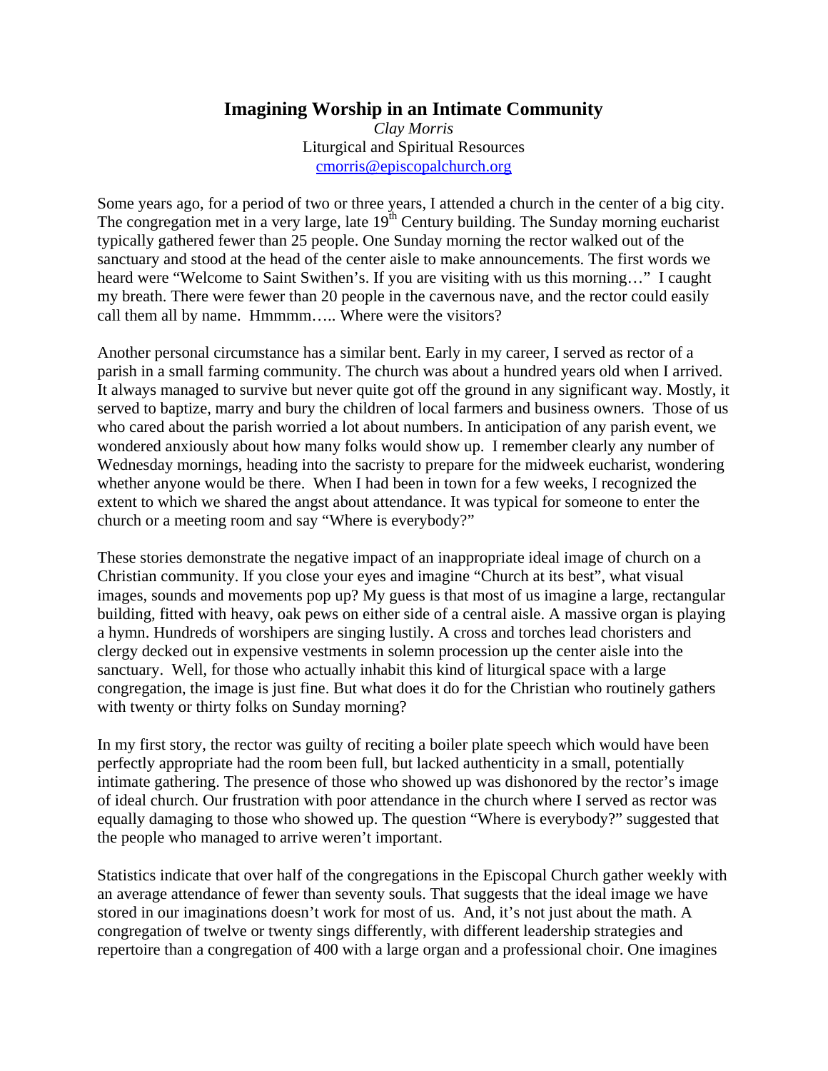# Imagining Worship in an Intimate Community

*Clay Morris*
Liturgical and Spiritual Resources
cmorris@episcopalchurch.org

Some years ago, for a period of two or three years, I attended a church in the center of a big city. The congregation met in a very large, late 19th Century building. The Sunday morning eucharist typically gathered fewer than 25 people. One Sunday morning the rector walked out of the sanctuary and stood at the head of the center aisle to make announcements. The first words we heard were "Welcome to Saint Swithen's. If you are visiting with us this morning…" I caught my breath. There were fewer than 20 people in the cavernous nave, and the rector could easily call them all by name. Hmmmm….. Where were the visitors?

Another personal circumstance has a similar bent. Early in my career, I served as rector of a parish in a small farming community. The church was about a hundred years old when I arrived. It always managed to survive but never quite got off the ground in any significant way. Mostly, it served to baptize, marry and bury the children of local farmers and business owners. Those of us who cared about the parish worried a lot about numbers. In anticipation of any parish event, we wondered anxiously about how many folks would show up. I remember clearly any number of Wednesday mornings, heading into the sacristy to prepare for the midweek eucharist, wondering whether anyone would be there. When I had been in town for a few weeks, I recognized the extent to which we shared the angst about attendance. It was typical for someone to enter the church or a meeting room and say "Where is everybody?"

These stories demonstrate the negative impact of an inappropriate ideal image of church on a Christian community. If you close your eyes and imagine "Church at its best", what visual images, sounds and movements pop up? My guess is that most of us imagine a large, rectangular building, fitted with heavy, oak pews on either side of a central aisle. A massive organ is playing a hymn. Hundreds of worshipers are singing lustily. A cross and torches lead choristers and clergy decked out in expensive vestments in solemn procession up the center aisle into the sanctuary. Well, for those who actually inhabit this kind of liturgical space with a large congregation, the image is just fine. But what does it do for the Christian who routinely gathers with twenty or thirty folks on Sunday morning?

In my first story, the rector was guilty of reciting a boiler plate speech which would have been perfectly appropriate had the room been full, but lacked authenticity in a small, potentially intimate gathering. The presence of those who showed up was dishonored by the rector's image of ideal church. Our frustration with poor attendance in the church where I served as rector was equally damaging to those who showed up. The question "Where is everybody?" suggested that the people who managed to arrive weren't important.

Statistics indicate that over half of the congregations in the Episcopal Church gather weekly with an average attendance of fewer than seventy souls. That suggests that the ideal image we have stored in our imaginations doesn't work for most of us. And, it's not just about the math. A congregation of twelve or twenty sings differently, with different leadership strategies and repertoire than a congregation of 400 with a large organ and a professional choir. One imagines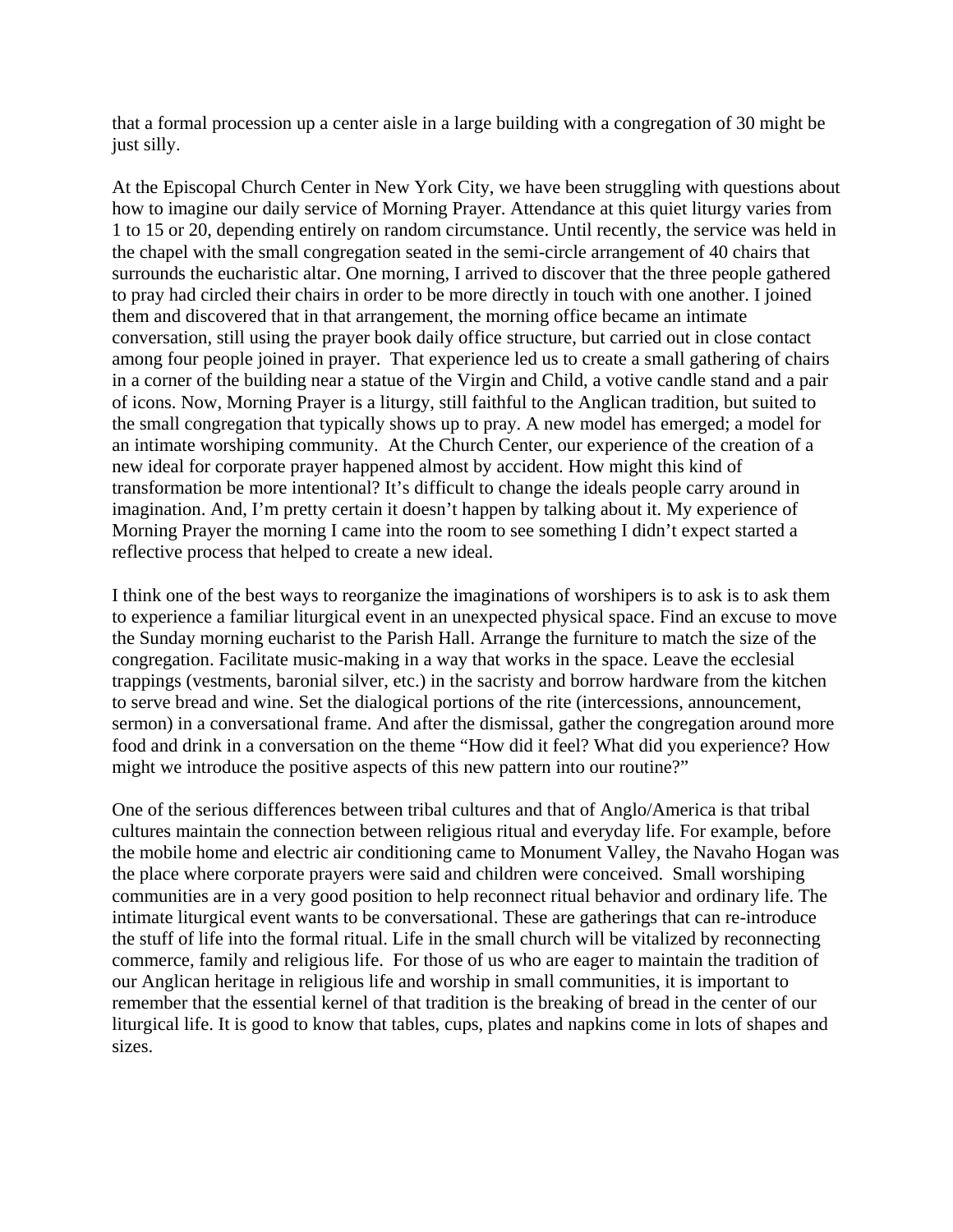that a formal procession up a center aisle in a large building with a congregation of 30 might be just silly.

At the Episcopal Church Center in New York City, we have been struggling with questions about how to imagine our daily service of Morning Prayer. Attendance at this quiet liturgy varies from 1 to 15 or 20, depending entirely on random circumstance. Until recently, the service was held in the chapel with the small congregation seated in the semi-circle arrangement of 40 chairs that surrounds the eucharistic altar. One morning, I arrived to discover that the three people gathered to pray had circled their chairs in order to be more directly in touch with one another. I joined them and discovered that in that arrangement, the morning office became an intimate conversation, still using the prayer book daily office structure, but carried out in close contact among four people joined in prayer. That experience led us to create a small gathering of chairs in a corner of the building near a statue of the Virgin and Child, a votive candle stand and a pair of icons. Now, Morning Prayer is a liturgy, still faithful to the Anglican tradition, but suited to the small congregation that typically shows up to pray. A new model has emerged; a model for an intimate worshiping community. At the Church Center, our experience of the creation of a new ideal for corporate prayer happened almost by accident. How might this kind of transformation be more intentional? It's difficult to change the ideals people carry around in imagination. And, I'm pretty certain it doesn't happen by talking about it. My experience of Morning Prayer the morning I came into the room to see something I didn't expect started a reflective process that helped to create a new ideal.

I think one of the best ways to reorganize the imaginations of worshipers is to ask is to ask them to experience a familiar liturgical event in an unexpected physical space. Find an excuse to move the Sunday morning eucharist to the Parish Hall. Arrange the furniture to match the size of the congregation. Facilitate music-making in a way that works in the space. Leave the ecclesial trappings (vestments, baronial silver, etc.) in the sacristy and borrow hardware from the kitchen to serve bread and wine. Set the dialogical portions of the rite (intercessions, announcement, sermon) in a conversational frame. And after the dismissal, gather the congregation around more food and drink in a conversation on the theme "How did it feel? What did you experience? How might we introduce the positive aspects of this new pattern into our routine?"

One of the serious differences between tribal cultures and that of Anglo/America is that tribal cultures maintain the connection between religious ritual and everyday life. For example, before the mobile home and electric air conditioning came to Monument Valley, the Navaho Hogan was the place where corporate prayers were said and children were conceived. Small worshiping communities are in a very good position to help reconnect ritual behavior and ordinary life. The intimate liturgical event wants to be conversational. These are gatherings that can re-introduce the stuff of life into the formal ritual. Life in the small church will be vitalized by reconnecting commerce, family and religious life. For those of us who are eager to maintain the tradition of our Anglican heritage in religious life and worship in small communities, it is important to remember that the essential kernel of that tradition is the breaking of bread in the center of our liturgical life. It is good to know that tables, cups, plates and napkins come in lots of shapes and sizes.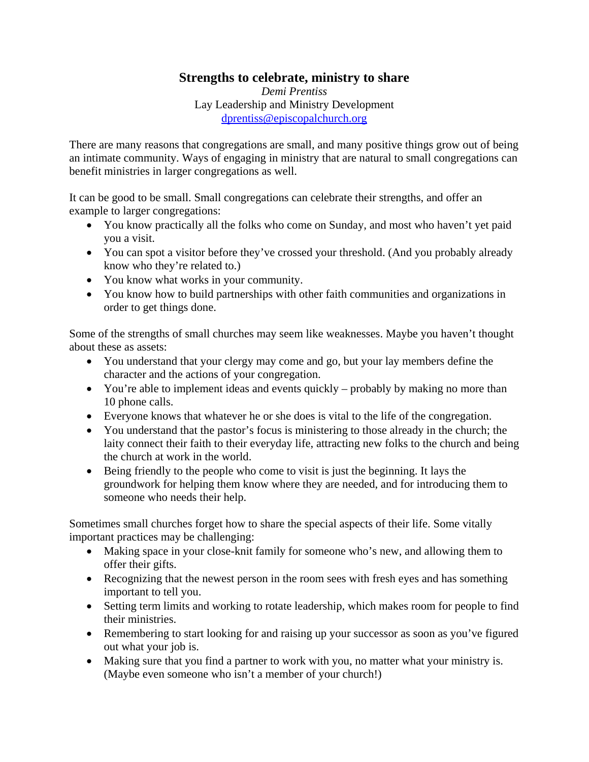# Strengths to celebrate, ministry to share

*Demi Prentiss*
Lay Leadership and Ministry Development
dprentiss@episcopalchurch.org

There are many reasons that congregations are small, and many positive things grow out of being an intimate community. Ways of engaging in ministry that are natural to small congregations can benefit ministries in larger congregations as well.

It can be good to be small. Small congregations can celebrate their strengths, and offer an example to larger congregations:

- You know practically all the folks who come on Sunday, and most who haven't yet paid you a visit.
- You can spot a visitor before they've crossed your threshold. (And you probably already know who they're related to.)
- You know what works in your community.
- You know how to build partnerships with other faith communities and organizations in order to get things done.

Some of the strengths of small churches may seem like weaknesses. Maybe you haven't thought about these as assets:

- You understand that your clergy may come and go, but your lay members define the character and the actions of your congregation.
- You're able to implement ideas and events quickly – probably by making no more than 10 phone calls.
- Everyone knows that whatever he or she does is vital to the life of the congregation.
- You understand that the pastor's focus is ministering to those already in the church; the laity connect their faith to their everyday life, attracting new folks to the church and being the church at work in the world.
- Being friendly to the people who come to visit is just the beginning. It lays the groundwork for helping them know where they are needed, and for introducing them to someone who needs their help.

Sometimes small churches forget how to share the special aspects of their life. Some vitally important practices may be challenging:

- Making space in your close-knit family for someone who's new, and allowing them to offer their gifts.
- Recognizing that the newest person in the room sees with fresh eyes and has something important to tell you.
- Setting term limits and working to rotate leadership, which makes room for people to find their ministries.
- Remembering to start looking for and raising up your successor as soon as you've figured out what your job is.
- Making sure that you find a partner to work with you, no matter what your ministry is. (Maybe even someone who isn't a member of your church!)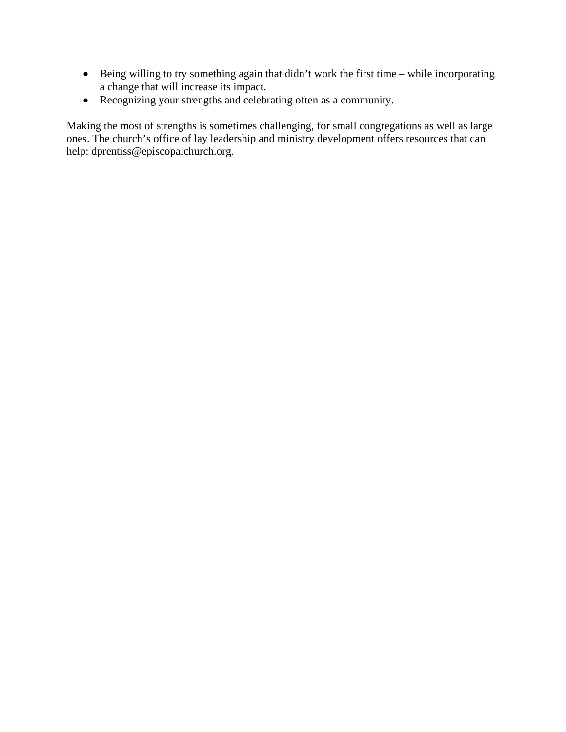- Being willing to try something again that didn't work the first time – while incorporating a change that will increase its impact.
- Recognizing your strengths and celebrating often as a community.

Making the most of strengths is sometimes challenging, for small congregations as well as large ones. The church's office of lay leadership and ministry development offers resources that can help: dprentiss@episcopalchurch.org.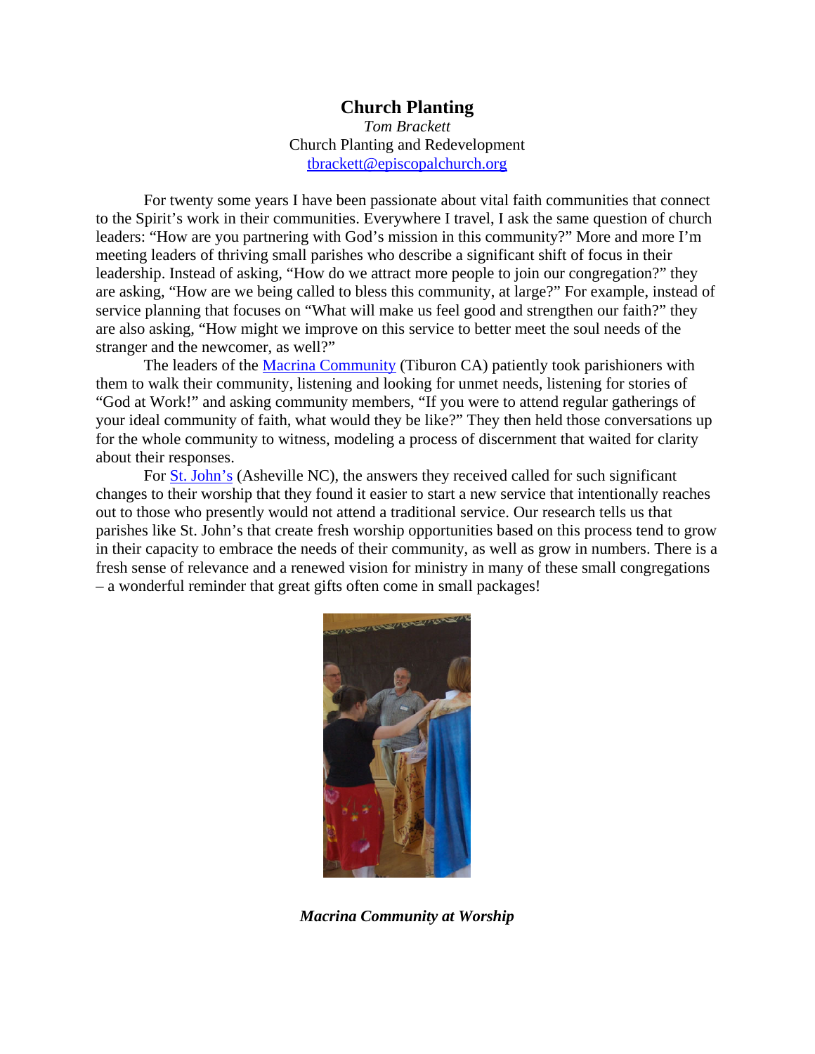# Church Planting

*Tom Brackett*
Church Planting and Redevelopment
tbrackett@episcopalchurch.org

For twenty some years I have been passionate about vital faith communities that connect to the Spirit's work in their communities. Everywhere I travel, I ask the same question of church leaders: "How are you partnering with God's mission in this community?" More and more I'm meeting leaders of thriving small parishes who describe a significant shift of focus in their leadership. Instead of asking, "How do we attract more people to join our congregation?" they are asking, "How are we being called to bless this community, at large?" For example, instead of service planning that focuses on "What will make us feel good and strengthen our faith?" they are also asking, "How might we improve on this service to better meet the soul needs of the stranger and the newcomer, as well?"

The leaders of the Macrina Community (Tiburon CA) patiently took parishioners with them to walk their community, listening and looking for unmet needs, listening for stories of "God at Work!" and asking community members, "If you were to attend regular gatherings of your ideal community of faith, what would they be like?" They then held those conversations up for the whole community to witness, modeling a process of discernment that waited for clarity about their responses.

For St. John's (Asheville NC), the answers they received called for such significant changes to their worship that they found it easier to start a new service that intentionally reaches out to those who presently would not attend a traditional service. Our research tells us that parishes like St. John's that create fresh worship opportunities based on this process tend to grow in their capacity to embrace the needs of their community, as well as grow in numbers. There is a fresh sense of relevance and a renewed vision for ministry in many of these small congregations – a wonderful reminder that great gifts often come in small packages!

***Macrina Community at Worship***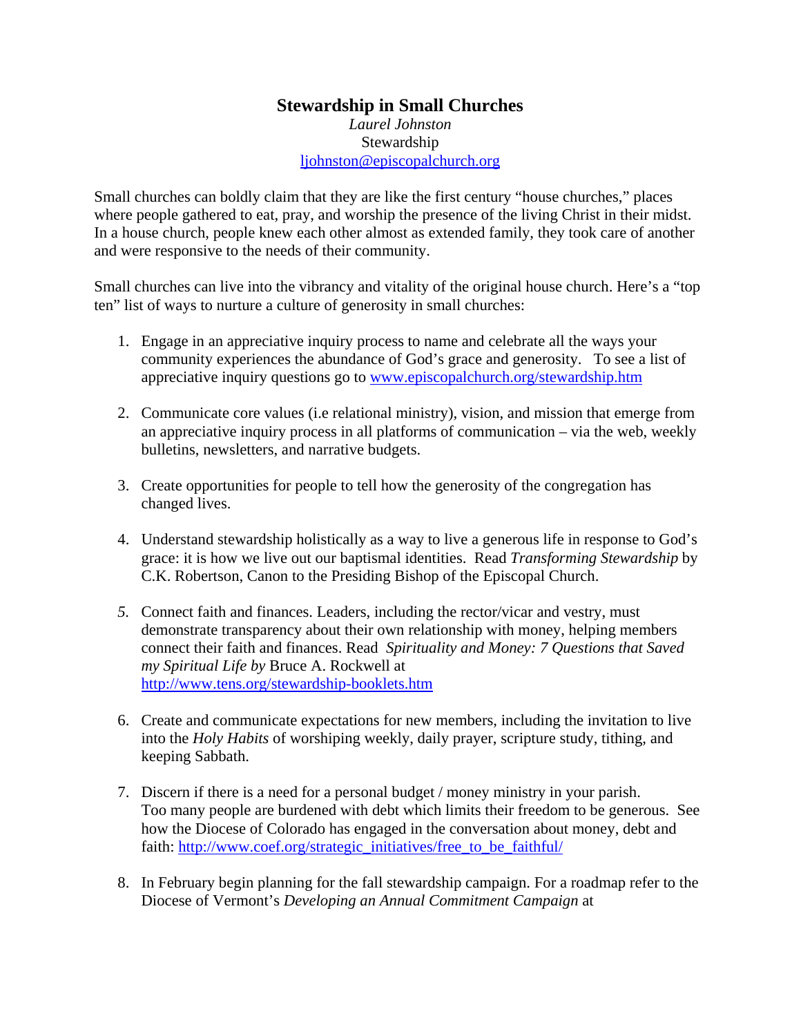# Stewardship in Small Churches

*Laurel Johnston*
Stewardship
ljohnston@episcopalchurch.org

Small churches can boldly claim that they are like the first century "house churches," places where people gathered to eat, pray, and worship the presence of the living Christ in their midst. In a house church, people knew each other almost as extended family, they took care of another and were responsive to the needs of their community.

Small churches can live into the vibrancy and vitality of the original house church. Here's a "top ten" list of ways to nurture a culture of generosity in small churches:

1. Engage in an appreciative inquiry process to name and celebrate all the ways your community experiences the abundance of God's grace and generosity. To see a list of appreciative inquiry questions go to www.episcopalchurch.org/stewardship.htm

2. Communicate core values (i.e relational ministry), vision, and mission that emerge from an appreciative inquiry process in all platforms of communication – via the web, weekly bulletins, newsletters, and narrative budgets.

3. Create opportunities for people to tell how the generosity of the congregation has changed lives.

4. Understand stewardship holistically as a way to live a generous life in response to God's grace: it is how we live out our baptismal identities. Read *Transforming Stewardship* by C.K. Robertson, Canon to the Presiding Bishop of the Episcopal Church.

5. Connect faith and finances. Leaders, including the rector/vicar and vestry, must demonstrate transparency about their own relationship with money, helping members connect their faith and finances. Read *Spirituality and Money: 7 Questions that Saved my Spiritual Life by* Bruce A. Rockwell at http://www.tens.org/stewardship-booklets.htm

6. Create and communicate expectations for new members, including the invitation to live into the *Holy Habits* of worshiping weekly, daily prayer, scripture study, tithing, and keeping Sabbath.

7. Discern if there is a need for a personal budget / money ministry in your parish. Too many people are burdened with debt which limits their freedom to be generous. See how the Diocese of Colorado has engaged in the conversation about money, debt and faith: http://www.coef.org/strategic_initiatives/free_to_be_faithful/

8. In February begin planning for the fall stewardship campaign. For a roadmap refer to the Diocese of Vermont's *Developing an Annual Commitment Campaign* at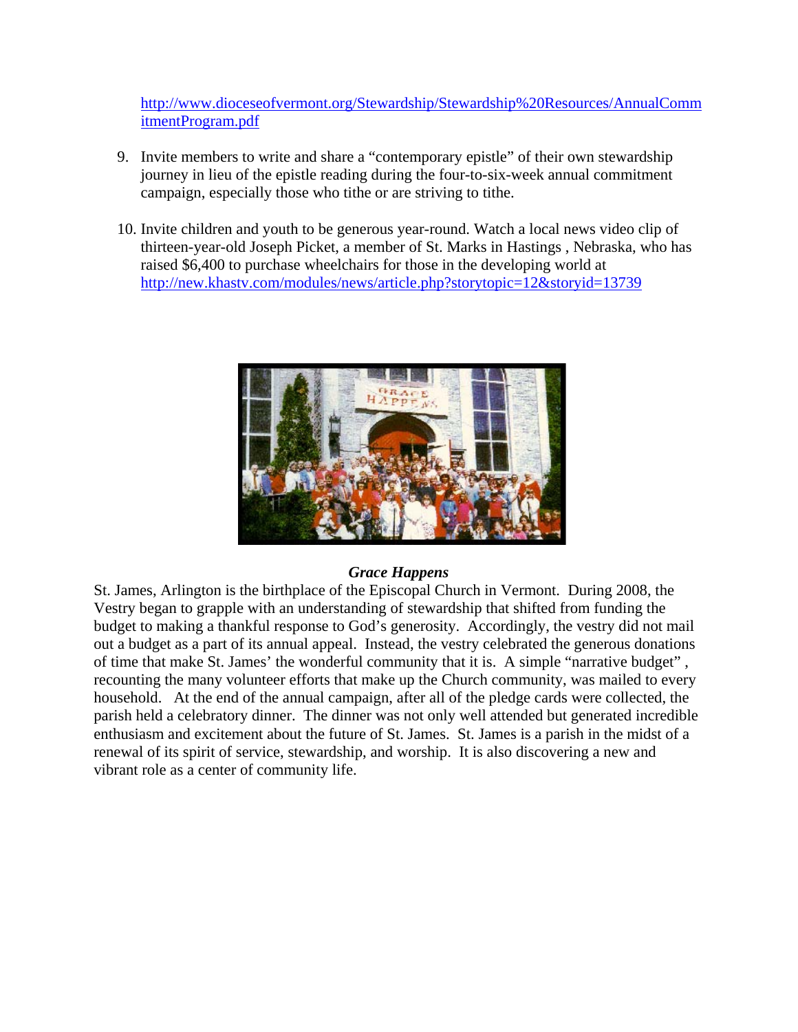http://www.dioceseofvermont.org/Stewardship/Stewardship%20Resources/AnnualCommitmentProgram.pdf

9. Invite members to write and share a “contemporary epistle” of their own stewardship journey in lieu of the epistle reading during the four-to-six-week annual commitment campaign, especially those who tithe or are striving to tithe.

10. Invite children and youth to be generous year-round. Watch a local news video clip of thirteen-year-old Joseph Picket, a member of St. Marks in Hastings , Nebraska, who has raised $6,400 to purchase wheelchairs for those in the developing world at http://new.khastv.com/modules/news/article.php?storytopic=12&storyid=13739

***Grace Happens***

St. James, Arlington is the birthplace of the Episcopal Church in Vermont. During 2008, the Vestry began to grapple with an understanding of stewardship that shifted from funding the budget to making a thankful response to God’s generosity. Accordingly, the vestry did not mail out a budget as a part of its annual appeal. Instead, the vestry celebrated the generous donations of time that make St. James’ the wonderful community that it is. A simple “narrative budget” , recounting the many volunteer efforts that make up the Church community, was mailed to every household. At the end of the annual campaign, after all of the pledge cards were collected, the parish held a celebratory dinner. The dinner was not only well attended but generated incredible enthusiasm and excitement about the future of St. James. St. James is a parish in the midst of a renewal of its spirit of service, stewardship, and worship. It is also discovering a new and vibrant role as a center of community life.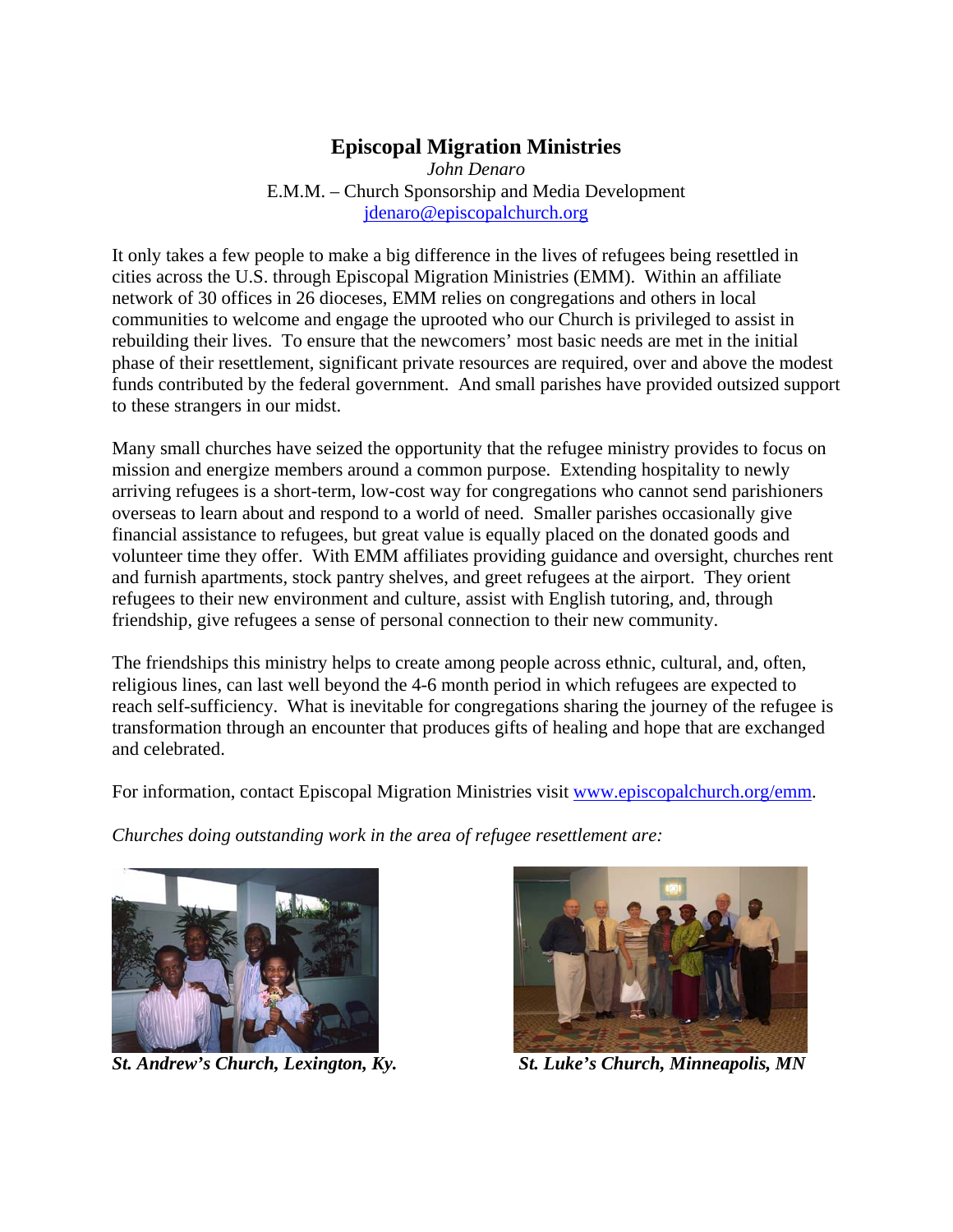# Episcopal Migration Ministries

*John Denaro*
E.M.M. – Church Sponsorship and Media Development
jdenaro@episcopalchurch.org

It only takes a few people to make a big difference in the lives of refugees being resettled in cities across the U.S. through Episcopal Migration Ministries (EMM). Within an affiliate network of 30 offices in 26 dioceses, EMM relies on congregations and others in local communities to welcome and engage the uprooted who our Church is privileged to assist in rebuilding their lives. To ensure that the newcomers' most basic needs are met in the initial phase of their resettlement, significant private resources are required, over and above the modest funds contributed by the federal government. And small parishes have provided outsized support to these strangers in our midst.

Many small churches have seized the opportunity that the refugee ministry provides to focus on mission and energize members around a common purpose. Extending hospitality to newly arriving refugees is a short-term, low-cost way for congregations who cannot send parishioners overseas to learn about and respond to a world of need. Smaller parishes occasionally give financial assistance to refugees, but great value is equally placed on the donated goods and volunteer time they offer. With EMM affiliates providing guidance and oversight, churches rent and furnish apartments, stock pantry shelves, and greet refugees at the airport. They orient refugees to their new environment and culture, assist with English tutoring, and, through friendship, give refugees a sense of personal connection to their new community.

The friendships this ministry helps to create among people across ethnic, cultural, and, often, religious lines, can last well beyond the 4-6 month period in which refugees are expected to reach self-sufficiency. What is inevitable for congregations sharing the journey of the refugee is transformation through an encounter that produces gifts of healing and hope that are exchanged and celebrated.

For information, contact Episcopal Migration Ministries visit www.episcopalchurch.org/emm.

*Churches doing outstanding work in the area of refugee resettlement are:*

***St. Andrew's Church, Lexington, Ky.***

***St. Luke's Church, Minneapolis, MN***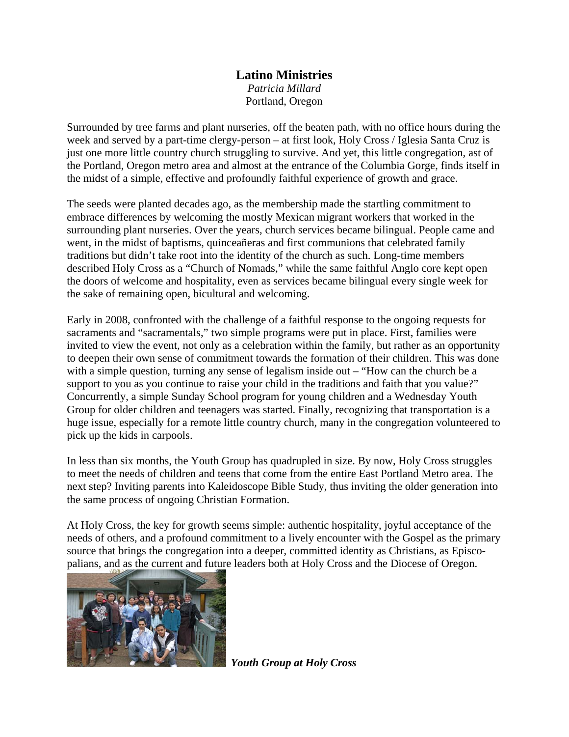# Latino Ministries

*Patricia Millard*
Portland, Oregon

Surrounded by tree farms and plant nurseries, off the beaten path, with no office hours during the week and served by a part-time clergy-person – at first look, Holy Cross / Iglesia Santa Cruz is just one more little country church struggling to survive. And yet, this little congregation, ast of the Portland, Oregon metro area and almost at the entrance of the Columbia Gorge, finds itself in the midst of a simple, effective and profoundly faithful experience of growth and grace.

The seeds were planted decades ago, as the membership made the startling commitment to embrace differences by welcoming the mostly Mexican migrant workers that worked in the surrounding plant nurseries. Over the years, church services became bilingual. People came and went, in the midst of baptisms, quinceañeras and first communions that celebrated family traditions but didn't take root into the identity of the church as such. Long-time members described Holy Cross as a "Church of Nomads," while the same faithful Anglo core kept open the doors of welcome and hospitality, even as services became bilingual every single week for the sake of remaining open, bicultural and welcoming.

Early in 2008, confronted with the challenge of a faithful response to the ongoing requests for sacraments and "sacramentals," two simple programs were put in place. First, families were invited to view the event, not only as a celebration within the family, but rather as an opportunity to deepen their own sense of commitment towards the formation of their children. This was done with a simple question, turning any sense of legalism inside out – "How can the church be a support to you as you continue to raise your child in the traditions and faith that you value?" Concurrently, a simple Sunday School program for young children and a Wednesday Youth Group for older children and teenagers was started. Finally, recognizing that transportation is a huge issue, especially for a remote little country church, many in the congregation volunteered to pick up the kids in carpools.

In less than six months, the Youth Group has quadrupled in size. By now, Holy Cross struggles to meet the needs of children and teens that come from the entire East Portland Metro area. The next step? Inviting parents into Kaleidoscope Bible Study, thus inviting the older generation into the same process of ongoing Christian Formation.

At Holy Cross, the key for growth seems simple: authentic hospitality, joyful acceptance of the needs of others, and a profound commitment to a lively encounter with the Gospel as the primary source that brings the congregation into a deeper, committed identity as Christians, as Episcopalians, and as the current and future leaders both at Holy Cross and the Diocese of Oregon.

***Youth Group at Holy Cross***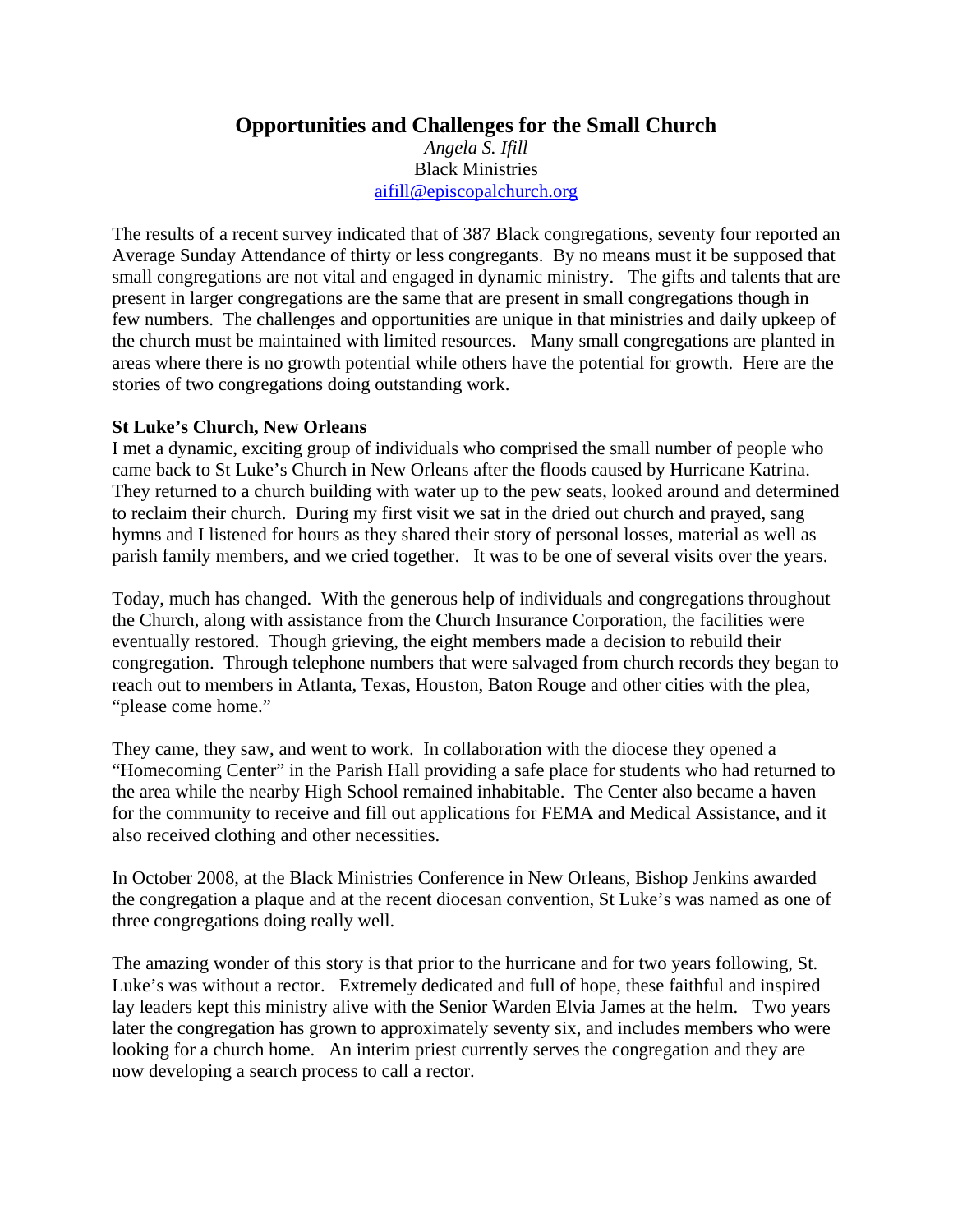# Opportunities and Challenges for the Small Church

*Angela S. Ifill*
Black Ministries
aifill@episcopalchurch.org

The results of a recent survey indicated that of 387 Black congregations, seventy four reported an Average Sunday Attendance of thirty or less congregants. By no means must it be supposed that small congregations are not vital and engaged in dynamic ministry. The gifts and talents that are present in larger congregations are the same that are present in small congregations though in few numbers. The challenges and opportunities are unique in that ministries and daily upkeep of the church must be maintained with limited resources. Many small congregations are planted in areas where there is no growth potential while others have the potential for growth. Here are the stories of two congregations doing outstanding work.

**St Luke's Church, New Orleans**

I met a dynamic, exciting group of individuals who comprised the small number of people who came back to St Luke's Church in New Orleans after the floods caused by Hurricane Katrina. They returned to a church building with water up to the pew seats, looked around and determined to reclaim their church. During my first visit we sat in the dried out church and prayed, sang hymns and I listened for hours as they shared their story of personal losses, material as well as parish family members, and we cried together. It was to be one of several visits over the years.

Today, much has changed. With the generous help of individuals and congregations throughout the Church, along with assistance from the Church Insurance Corporation, the facilities were eventually restored. Though grieving, the eight members made a decision to rebuild their congregation. Through telephone numbers that were salvaged from church records they began to reach out to members in Atlanta, Texas, Houston, Baton Rouge and other cities with the plea, "please come home."

They came, they saw, and went to work. In collaboration with the diocese they opened a "Homecoming Center" in the Parish Hall providing a safe place for students who had returned to the area while the nearby High School remained inhabitable. The Center also became a haven for the community to receive and fill out applications for FEMA and Medical Assistance, and it also received clothing and other necessities.

In October 2008, at the Black Ministries Conference in New Orleans, Bishop Jenkins awarded the congregation a plaque and at the recent diocesan convention, St Luke's was named as one of three congregations doing really well.

The amazing wonder of this story is that prior to the hurricane and for two years following, St. Luke's was without a rector. Extremely dedicated and full of hope, these faithful and inspired lay leaders kept this ministry alive with the Senior Warden Elvia James at the helm. Two years later the congregation has grown to approximately seventy six, and includes members who were looking for a church home. An interim priest currently serves the congregation and they are now developing a search process to call a rector.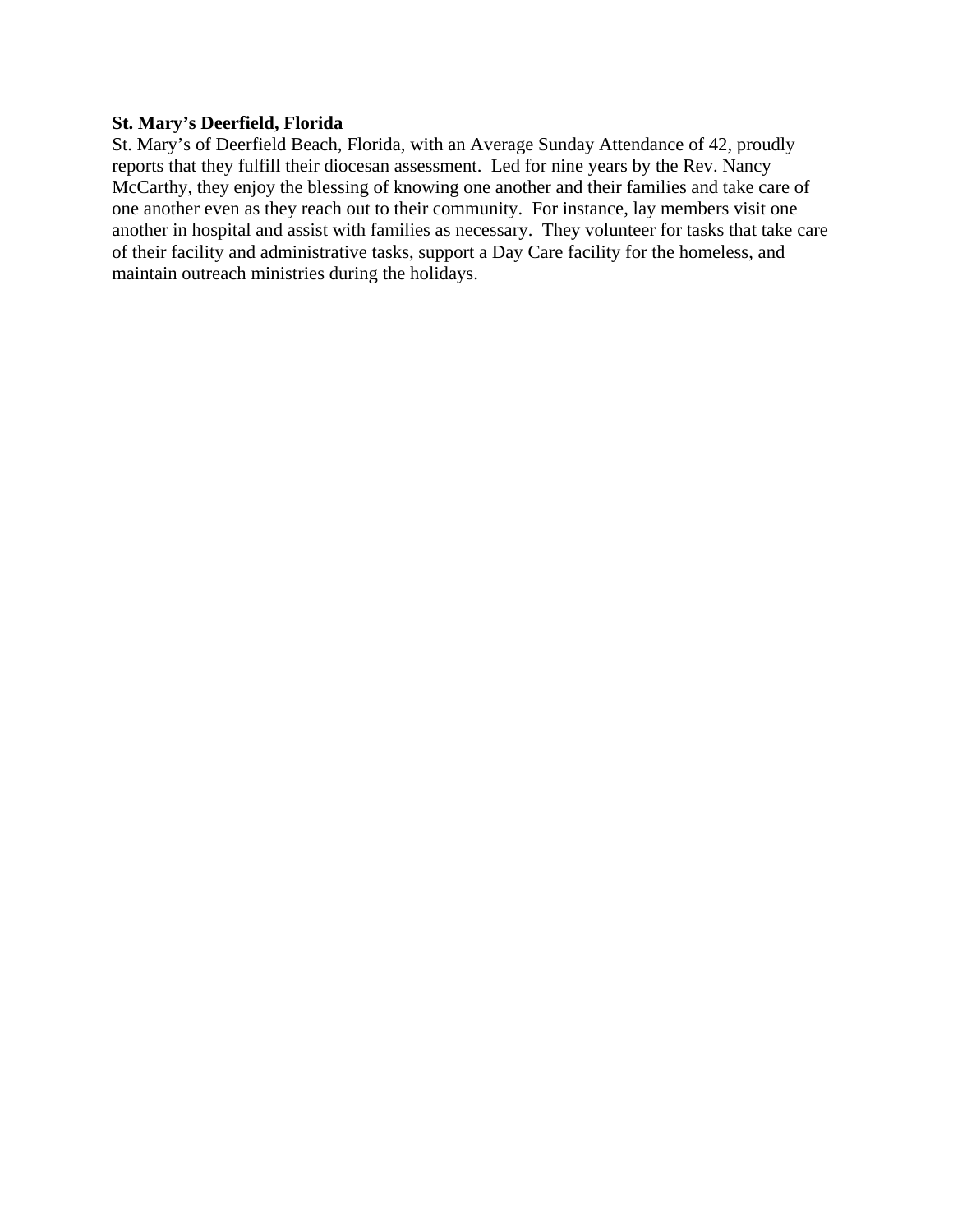**St. Mary's Deerfield, Florida**

St. Mary's of Deerfield Beach, Florida, with an Average Sunday Attendance of 42, proudly reports that they fulfill their diocesan assessment. Led for nine years by the Rev. Nancy McCarthy, they enjoy the blessing of knowing one another and their families and take care of one another even as they reach out to their community. For instance, lay members visit one another in hospital and assist with families as necessary. They volunteer for tasks that take care of their facility and administrative tasks, support a Day Care facility for the homeless, and maintain outreach ministries during the holidays.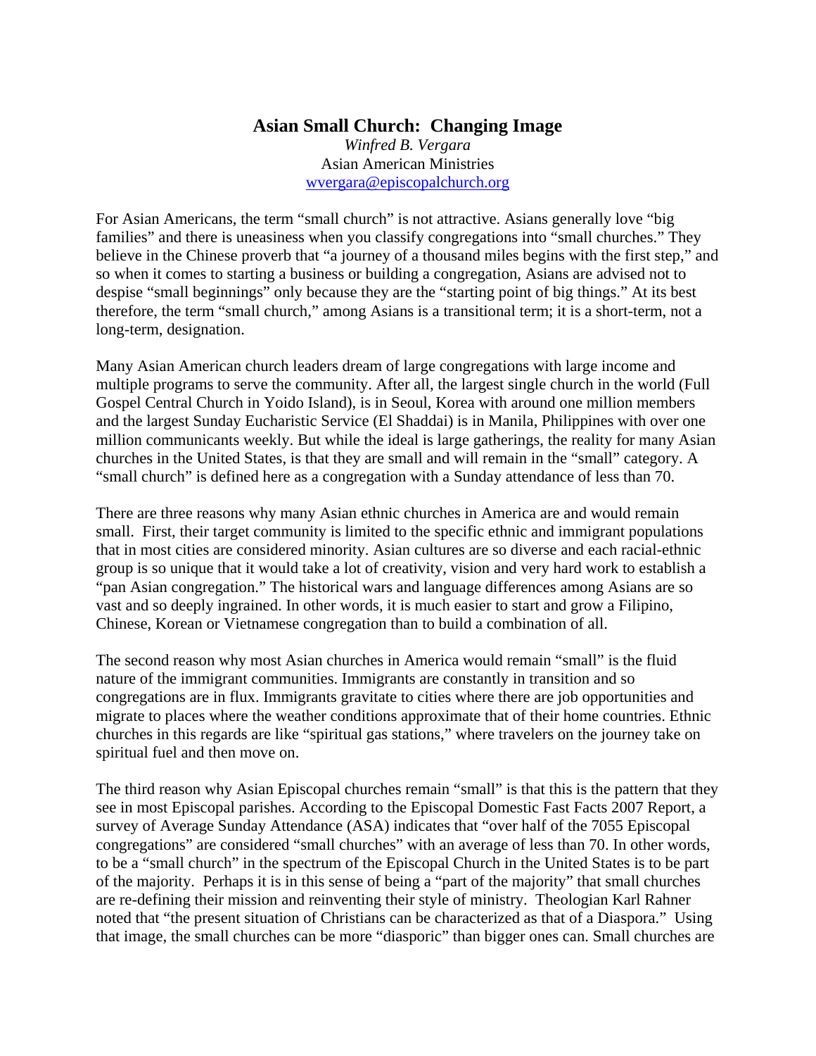## Asian Small Church: Changing Image

*Winfred B. Vergara*
Asian American Ministries
wvergara@episcopalchurch.org

For Asian Americans, the term "small church" is not attractive. Asians generally love "big families" and there is uneasiness when you classify congregations into "small churches." They believe in the Chinese proverb that "a journey of a thousand miles begins with the first step," and so when it comes to starting a business or building a congregation, Asians are advised not to despise "small beginnings" only because they are the "starting point of big things." At its best therefore, the term "small church," among Asians is a transitional term; it is a short-term, not a long-term, designation.

Many Asian American church leaders dream of large congregations with large income and multiple programs to serve the community. After all, the largest single church in the world (Full Gospel Central Church in Yoido Island), is in Seoul, Korea with around one million members and the largest Sunday Eucharistic Service (El Shaddai) is in Manila, Philippines with over one million communicants weekly. But while the ideal is large gatherings, the reality for many Asian churches in the United States, is that they are small and will remain in the "small" category. A "small church" is defined here as a congregation with a Sunday attendance of less than 70.

There are three reasons why many Asian ethnic churches in America are and would remain small. First, their target community is limited to the specific ethnic and immigrant populations that in most cities are considered minority. Asian cultures are so diverse and each racial-ethnic group is so unique that it would take a lot of creativity, vision and very hard work to establish a "pan Asian congregation." The historical wars and language differences among Asians are so vast and so deeply ingrained. In other words, it is much easier to start and grow a Filipino, Chinese, Korean or Vietnamese congregation than to build a combination of all.

The second reason why most Asian churches in America would remain "small" is the fluid nature of the immigrant communities. Immigrants are constantly in transition and so congregations are in flux. Immigrants gravitate to cities where there are job opportunities and migrate to places where the weather conditions approximate that of their home countries. Ethnic churches in this regards are like "spiritual gas stations," where travelers on the journey take on spiritual fuel and then move on.

The third reason why Asian Episcopal churches remain "small" is that this is the pattern that they see in most Episcopal parishes. According to the Episcopal Domestic Fast Facts 2007 Report, a survey of Average Sunday Attendance (ASA) indicates that "over half of the 7055 Episcopal congregations" are considered "small churches" with an average of less than 70. In other words, to be a "small church" in the spectrum of the Episcopal Church in the United States is to be part of the majority. Perhaps it is in this sense of being a "part of the majority" that small churches are re-defining their mission and reinventing their style of ministry. Theologian Karl Rahner noted that "the present situation of Christians can be characterized as that of a Diaspora." Using that image, the small churches can be more "diasporic" than bigger ones can. Small churches are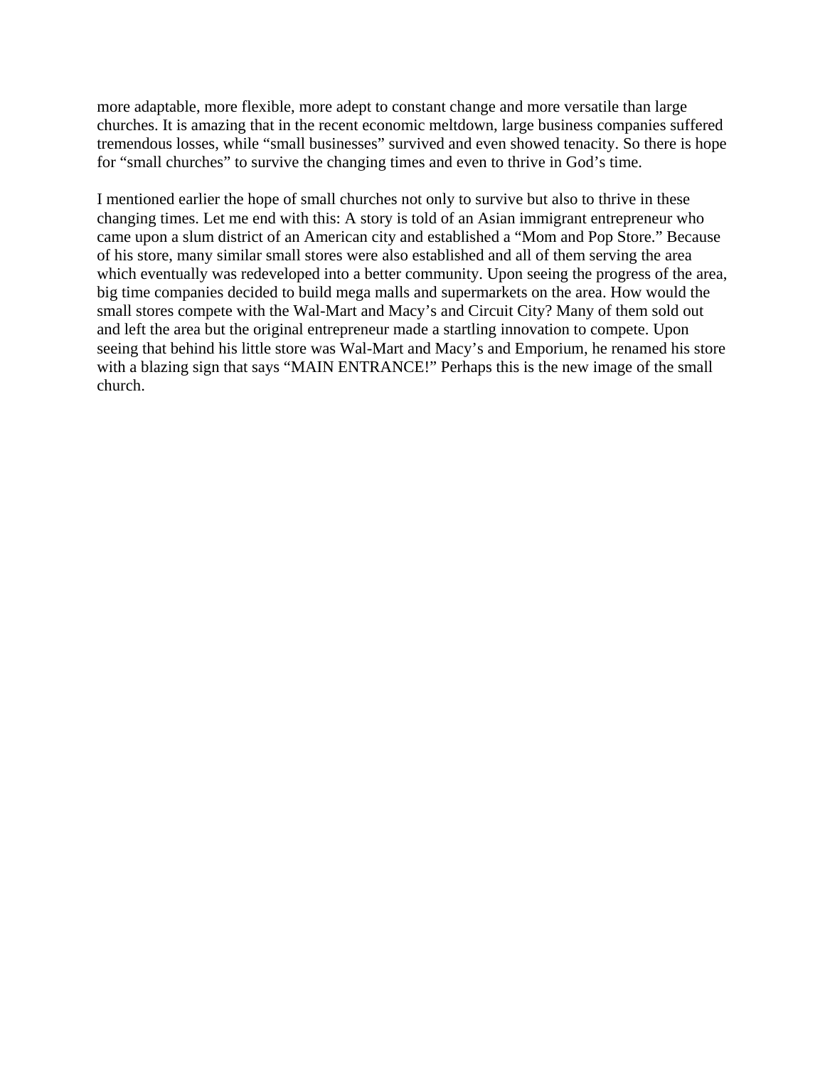more adaptable, more flexible, more adept to constant change and more versatile than large churches. It is amazing that in the recent economic meltdown, large business companies suffered tremendous losses, while "small businesses" survived and even showed tenacity. So there is hope for "small churches" to survive the changing times and even to thrive in God's time.

I mentioned earlier the hope of small churches not only to survive but also to thrive in these changing times. Let me end with this: A story is told of an Asian immigrant entrepreneur who came upon a slum district of an American city and established a "Mom and Pop Store." Because of his store, many similar small stores were also established and all of them serving the area which eventually was redeveloped into a better community. Upon seeing the progress of the area, big time companies decided to build mega malls and supermarkets on the area. How would the small stores compete with the Wal-Mart and Macy's and Circuit City? Many of them sold out and left the area but the original entrepreneur made a startling innovation to compete. Upon seeing that behind his little store was Wal-Mart and Macy's and Emporium, he renamed his store with a blazing sign that says "MAIN ENTRANCE!" Perhaps this is the new image of the small church.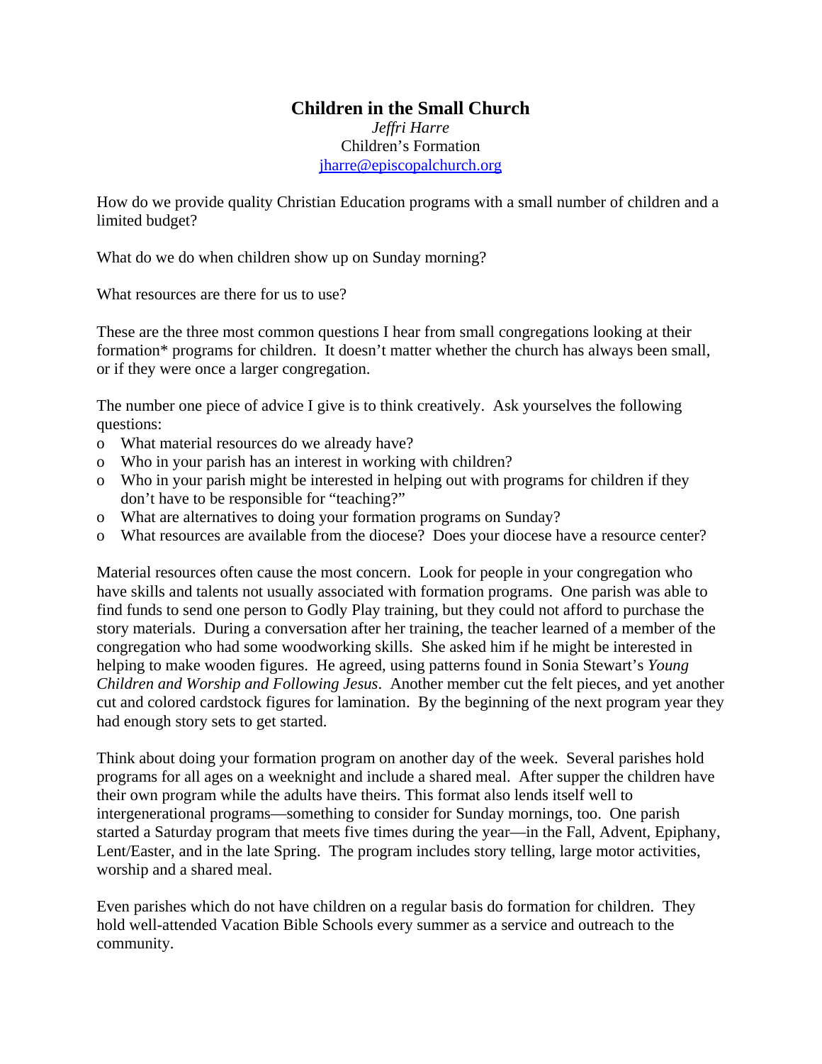# Children in the Small Church

*Jeffri Harre*
Children's Formation
[jharre@episcopalchurch.org](mailto:jharre@episcopalchurch.org)

How do we provide quality Christian Education programs with a small number of children and a limited budget?

What do we do when children show up on Sunday morning?

What resources are there for us to use?

These are the three most common questions I hear from small congregations looking at their formation* programs for children. It doesn't matter whether the church has always been small, or if they were once a larger congregation.

The number one piece of advice I give is to think creatively. Ask yourselves the following questions:

- What material resources do we already have?
- Who in your parish has an interest in working with children?
- Who in your parish might be interested in helping out with programs for children if they don't have to be responsible for "teaching?"
- What are alternatives to doing your formation programs on Sunday?
- What resources are available from the diocese? Does your diocese have a resource center?

Material resources often cause the most concern. Look for people in your congregation who have skills and talents not usually associated with formation programs. One parish was able to find funds to send one person to Godly Play training, but they could not afford to purchase the story materials. During a conversation after her training, the teacher learned of a member of the congregation who had some woodworking skills. She asked him if he might be interested in helping to make wooden figures. He agreed, using patterns found in Sonia Stewart's *Young Children and Worship and Following Jesus*. Another member cut the felt pieces, and yet another cut and colored cardstock figures for lamination. By the beginning of the next program year they had enough story sets to get started.

Think about doing your formation program on another day of the week. Several parishes hold programs for all ages on a weeknight and include a shared meal. After supper the children have their own program while the adults have theirs. This format also lends itself well to intergenerational programs—something to consider for Sunday mornings, too. One parish started a Saturday program that meets five times during the year—in the Fall, Advent, Epiphany, Lent/Easter, and in the late Spring. The program includes story telling, large motor activities, worship and a shared meal.

Even parishes which do not have children on a regular basis do formation for children. They hold well-attended Vacation Bible Schools every summer as a service and outreach to the community.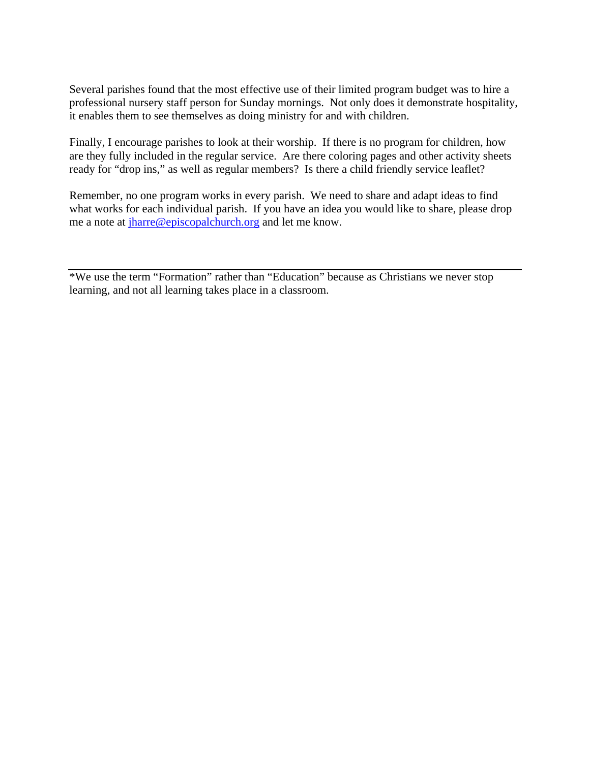Several parishes found that the most effective use of their limited program budget was to hire a professional nursery staff person for Sunday mornings. Not only does it demonstrate hospitality, it enables them to see themselves as doing ministry for and with children.

Finally, I encourage parishes to look at their worship. If there is no program for children, how are they fully included in the regular service. Are there coloring pages and other activity sheets ready for "drop ins," as well as regular members? Is there a child friendly service leaflet?

Remember, no one program works in every parish. We need to share and adapt ideas to find what works for each individual parish. If you have an idea you would like to share, please drop me a note at [jharre@episcopalchurch.org](mailto:jharre@episcopalchurch.org) and let me know.

---

*We use the term "Formation" rather than "Education" because as Christians we never stop learning, and not all learning takes place in a classroom.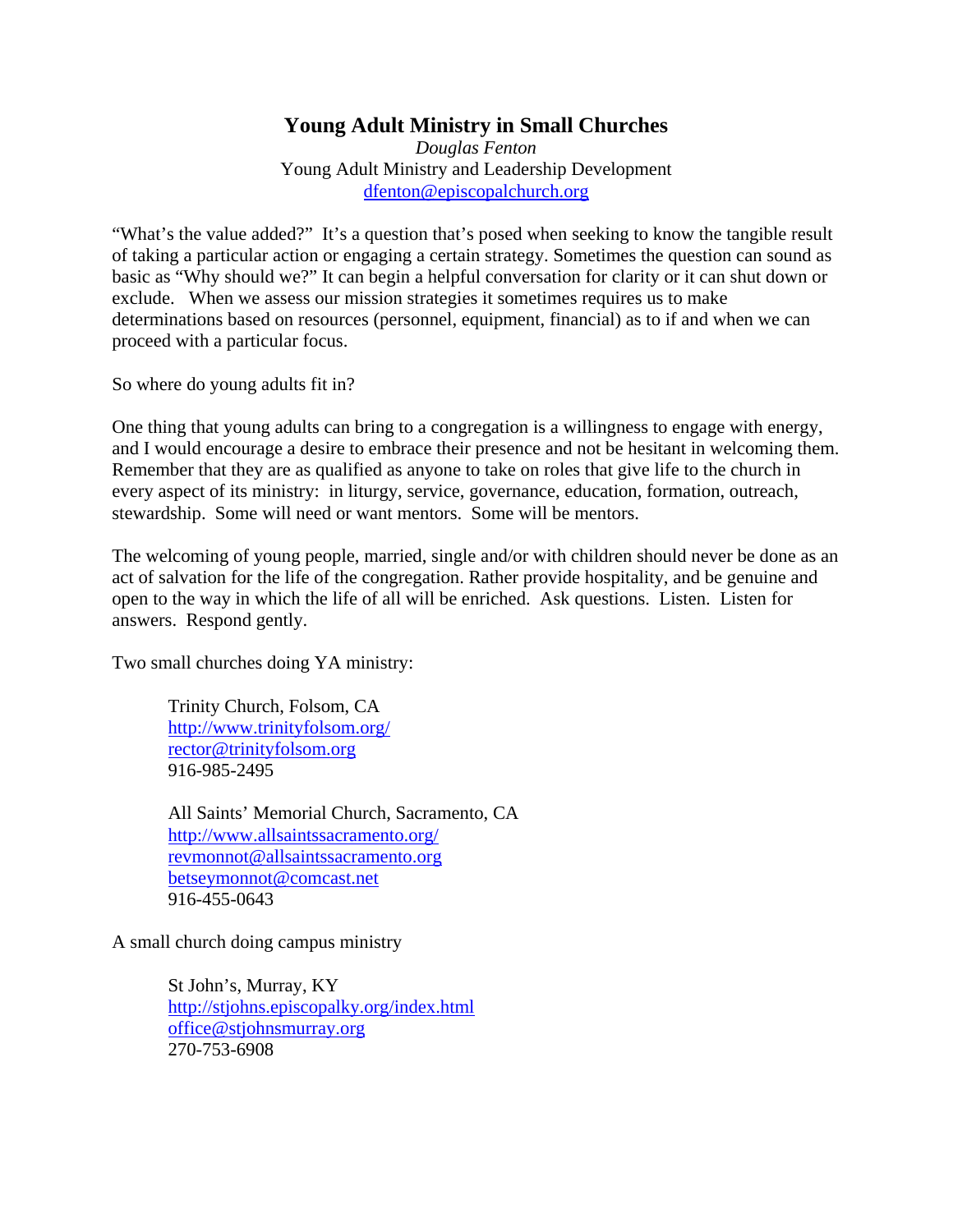# Young Adult Ministry in Small Churches

*Douglas Fenton*
Young Adult Ministry and Leadership Development
dfenton@episcopalchurch.org

"What's the value added?" It's a question that's posed when seeking to know the tangible result of taking a particular action or engaging a certain strategy. Sometimes the question can sound as basic as "Why should we?" It can begin a helpful conversation for clarity or it can shut down or exclude. When we assess our mission strategies it sometimes requires us to make determinations based on resources (personnel, equipment, financial) as to if and when we can proceed with a particular focus.

So where do young adults fit in?

One thing that young adults can bring to a congregation is a willingness to engage with energy, and I would encourage a desire to embrace their presence and not be hesitant in welcoming them. Remember that they are as qualified as anyone to take on roles that give life to the church in every aspect of its ministry: in liturgy, service, governance, education, formation, outreach, stewardship. Some will need or want mentors. Some will be mentors.

The welcoming of young people, married, single and/or with children should never be done as an act of salvation for the life of the congregation. Rather provide hospitality, and be genuine and open to the way in which the life of all will be enriched. Ask questions. Listen. Listen for answers. Respond gently.

Two small churches doing YA ministry:

> Trinity Church, Folsom, CA
> http://www.trinityfolsom.org/
> rector@trinityfolsom.org
> 916-985-2495
>
> All Saints' Memorial Church, Sacramento, CA
> http://www.allsaintssacramento.org/
> revmonnot@allsaintssacramento.org
> betseymonnot@comcast.net
> 916-455-0643

A small church doing campus ministry

> St John's, Murray, KY
> http://stjohns.episcopalky.org/index.html
> office@stjohnsmurray.org
> 270-753-6908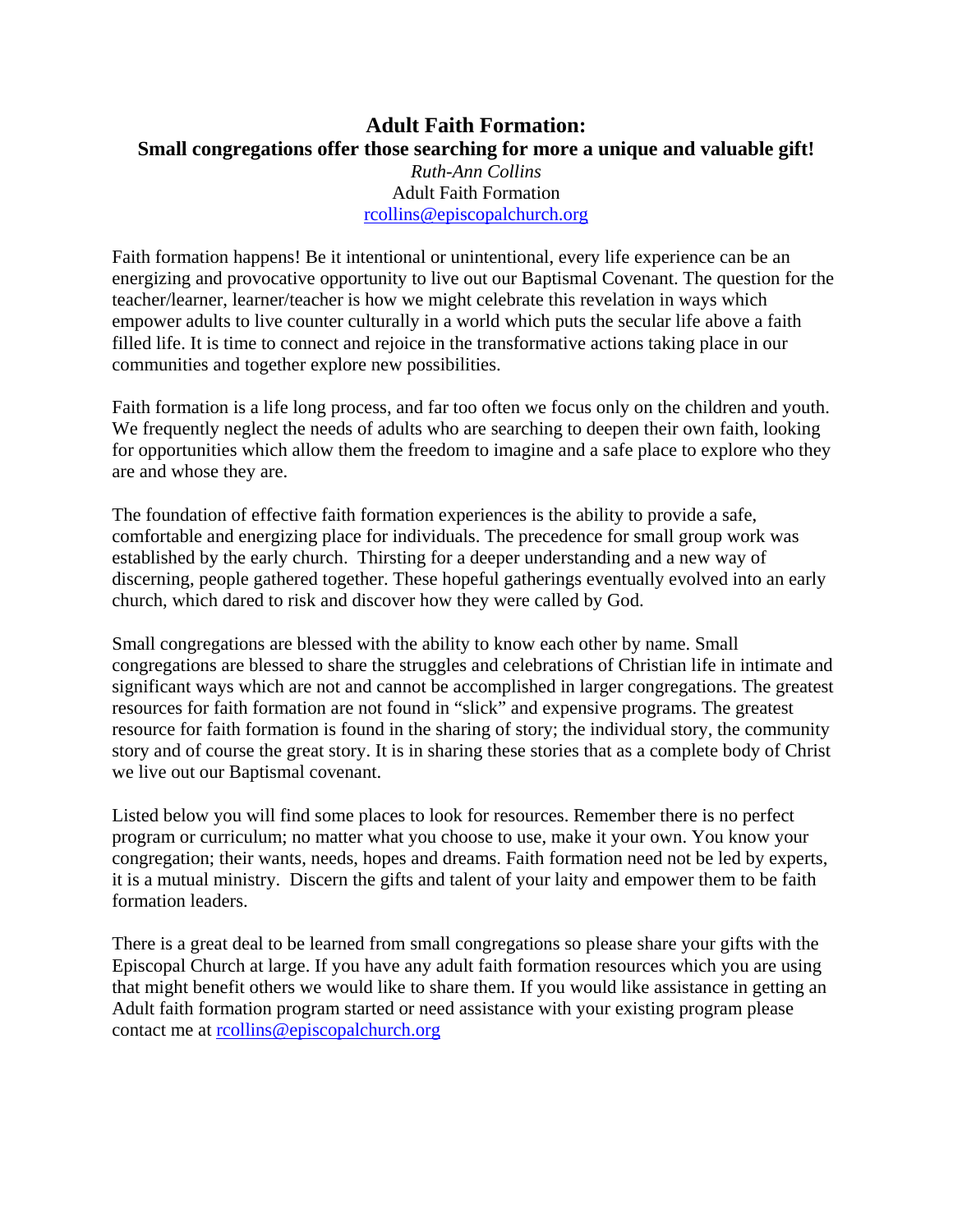# Adult Faith Formation:

## Small congregations offer those searching for more a unique and valuable gift!

*Ruth-Ann Collins*
Adult Faith Formation
rcollins@episcopalchurch.org

Faith formation happens! Be it intentional or unintentional, every life experience can be an energizing and provocative opportunity to live out our Baptismal Covenant. The question for the teacher/learner, learner/teacher is how we might celebrate this revelation in ways which empower adults to live counter culturally in a world which puts the secular life above a faith filled life. It is time to connect and rejoice in the transformative actions taking place in our communities and together explore new possibilities.

Faith formation is a life long process, and far too often we focus only on the children and youth. We frequently neglect the needs of adults who are searching to deepen their own faith, looking for opportunities which allow them the freedom to imagine and a safe place to explore who they are and whose they are.

The foundation of effective faith formation experiences is the ability to provide a safe, comfortable and energizing place for individuals. The precedence for small group work was established by the early church. Thirsting for a deeper understanding and a new way of discerning, people gathered together. These hopeful gatherings eventually evolved into an early church, which dared to risk and discover how they were called by God.

Small congregations are blessed with the ability to know each other by name. Small congregations are blessed to share the struggles and celebrations of Christian life in intimate and significant ways which are not and cannot be accomplished in larger congregations. The greatest resources for faith formation are not found in "slick" and expensive programs. The greatest resource for faith formation is found in the sharing of story; the individual story, the community story and of course the great story. It is in sharing these stories that as a complete body of Christ we live out our Baptismal covenant.

Listed below you will find some places to look for resources. Remember there is no perfect program or curriculum; no matter what you choose to use, make it your own. You know your congregation; their wants, needs, hopes and dreams. Faith formation need not be led by experts, it is a mutual ministry. Discern the gifts and talent of your laity and empower them to be faith formation leaders.

There is a great deal to be learned from small congregations so please share your gifts with the Episcopal Church at large. If you have any adult faith formation resources which you are using that might benefit others we would like to share them. If you would like assistance in getting an Adult faith formation program started or need assistance with your existing program please contact me at rcollins@episcopalchurch.org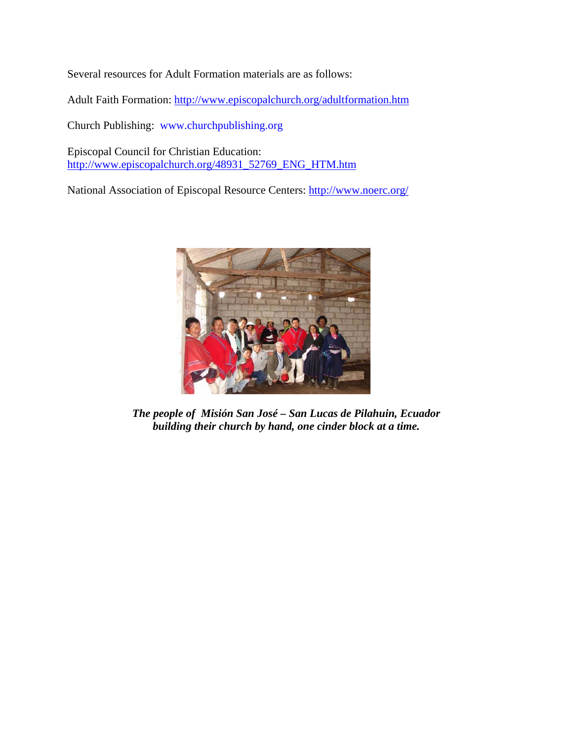Several resources for Adult Formation materials are as follows:

Adult Faith Formation: http://www.episcopalchurch.org/adultformation.htm

Church Publishing: www.churchpublishing.org

Episcopal Council for Christian Education:
http://www.episcopalchurch.org/48931_52769_ENG_HTM.htm

National Association of Episcopal Resource Centers: http://www.noerc.org/

***The people of Misión San José – San Lucas de Pilahuin, Ecuador building their church by hand, one cinder block at a time.***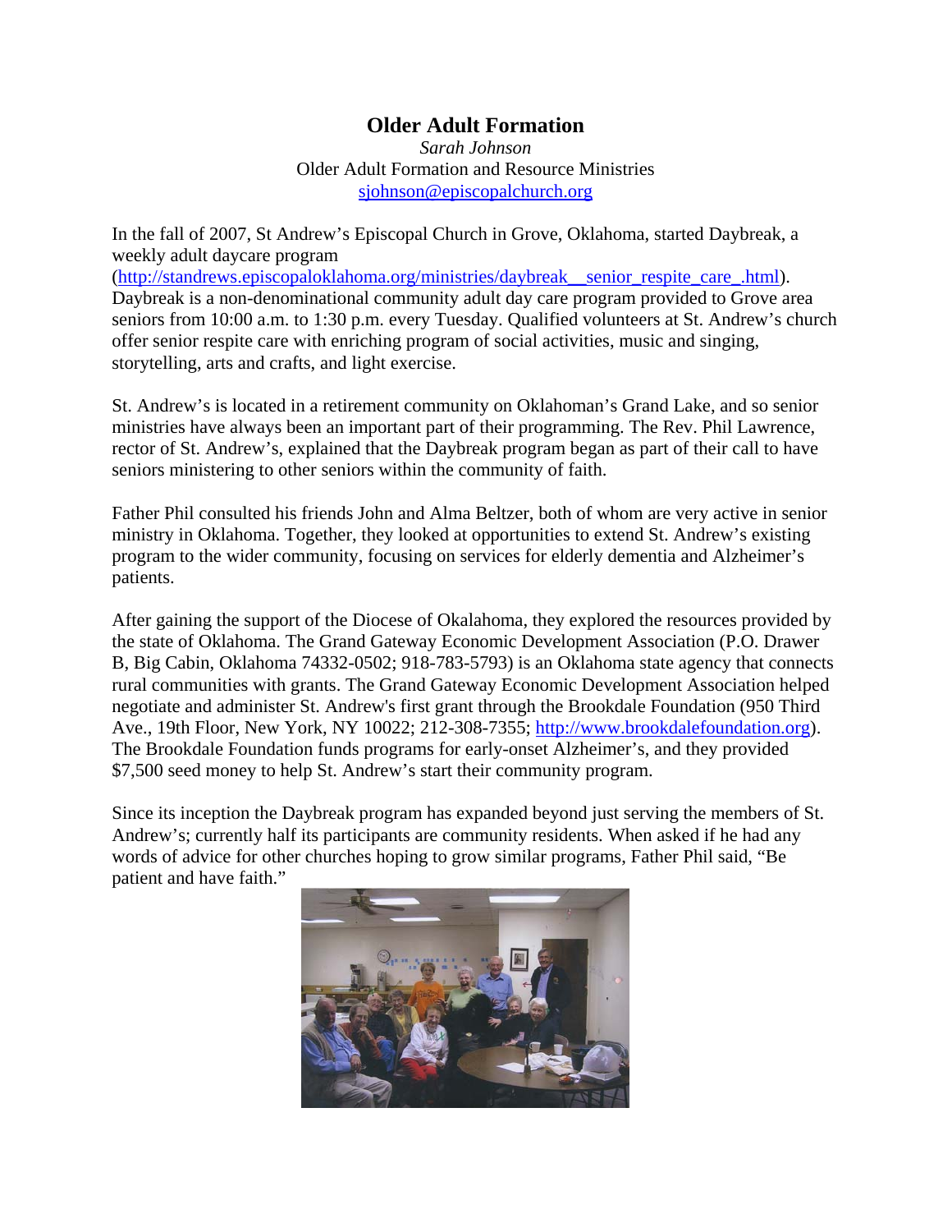# Older Adult Formation

*Sarah Johnson*
Older Adult Formation and Resource Ministries
sjohnson@episcopalchurch.org

In the fall of 2007, St Andrew's Episcopal Church in Grove, Oklahoma, started Daybreak, a weekly adult daycare program (http://standrews.episcopaloklahoma.org/ministries/daybreak__senior_respite_care_.html). Daybreak is a non-denominational community adult day care program provided to Grove area seniors from 10:00 a.m. to 1:30 p.m. every Tuesday. Qualified volunteers at St. Andrew's church offer senior respite care with enriching program of social activities, music and singing, storytelling, arts and crafts, and light exercise.

St. Andrew's is located in a retirement community on Oklahoman's Grand Lake, and so senior ministries have always been an important part of their programming. The Rev. Phil Lawrence, rector of St. Andrew's, explained that the Daybreak program began as part of their call to have seniors ministering to other seniors within the community of faith.

Father Phil consulted his friends John and Alma Beltzer, both of whom are very active in senior ministry in Oklahoma. Together, they looked at opportunities to extend St. Andrew's existing program to the wider community, focusing on services for elderly dementia and Alzheimer's patients.

After gaining the support of the Diocese of Okalahoma, they explored the resources provided by the state of Oklahoma. The Grand Gateway Economic Development Association (P.O. Drawer B, Big Cabin, Oklahoma 74332-0502; 918-783-5793) is an Oklahoma state agency that connects rural communities with grants. The Grand Gateway Economic Development Association helped negotiate and administer St. Andrew's first grant through the Brookdale Foundation (950 Third Ave., 19th Floor, New York, NY 10022; 212-308-7355; http://www.brookdalefoundation.org). The Brookdale Foundation funds programs for early-onset Alzheimer's, and they provided $7,500 seed money to help St. Andrew's start their community program.

Since its inception the Daybreak program has expanded beyond just serving the members of St. Andrew's; currently half its participants are community residents. When asked if he had any words of advice for other churches hoping to grow similar programs, Father Phil said, "Be patient and have faith."